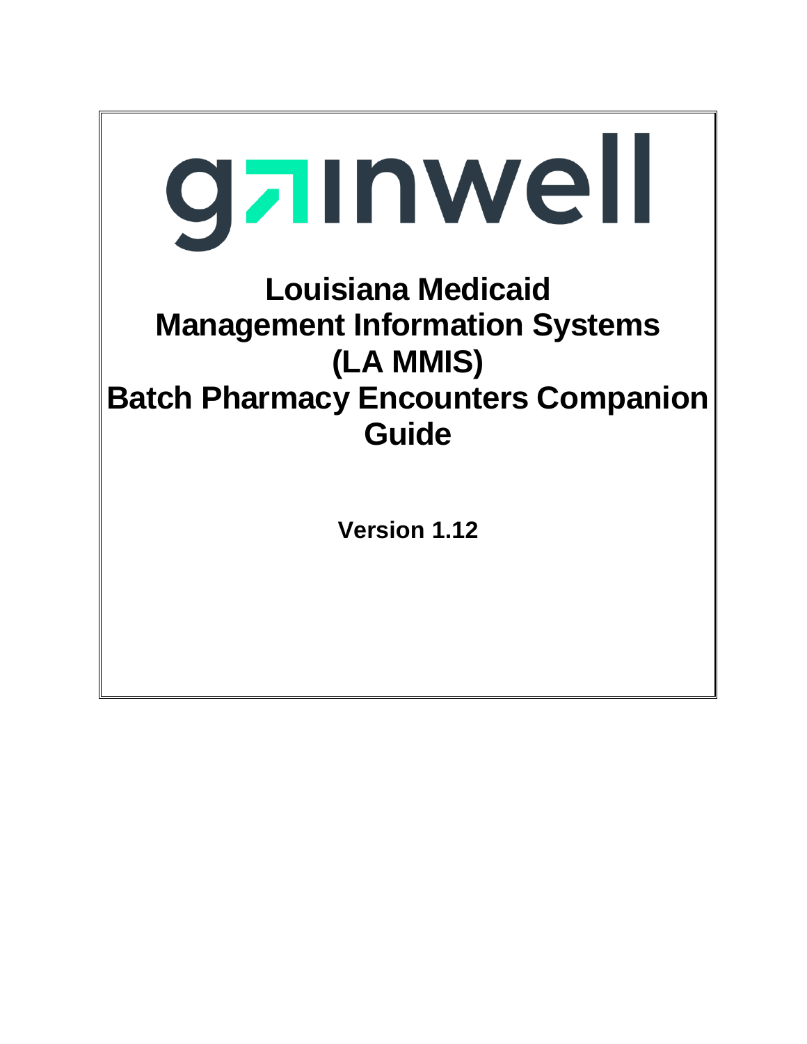gainwell

# Louisiana Medicaid Management Information Systems (LA MMIS) Batch Pharmacy Encounters Companion Guide

**Version 1.12**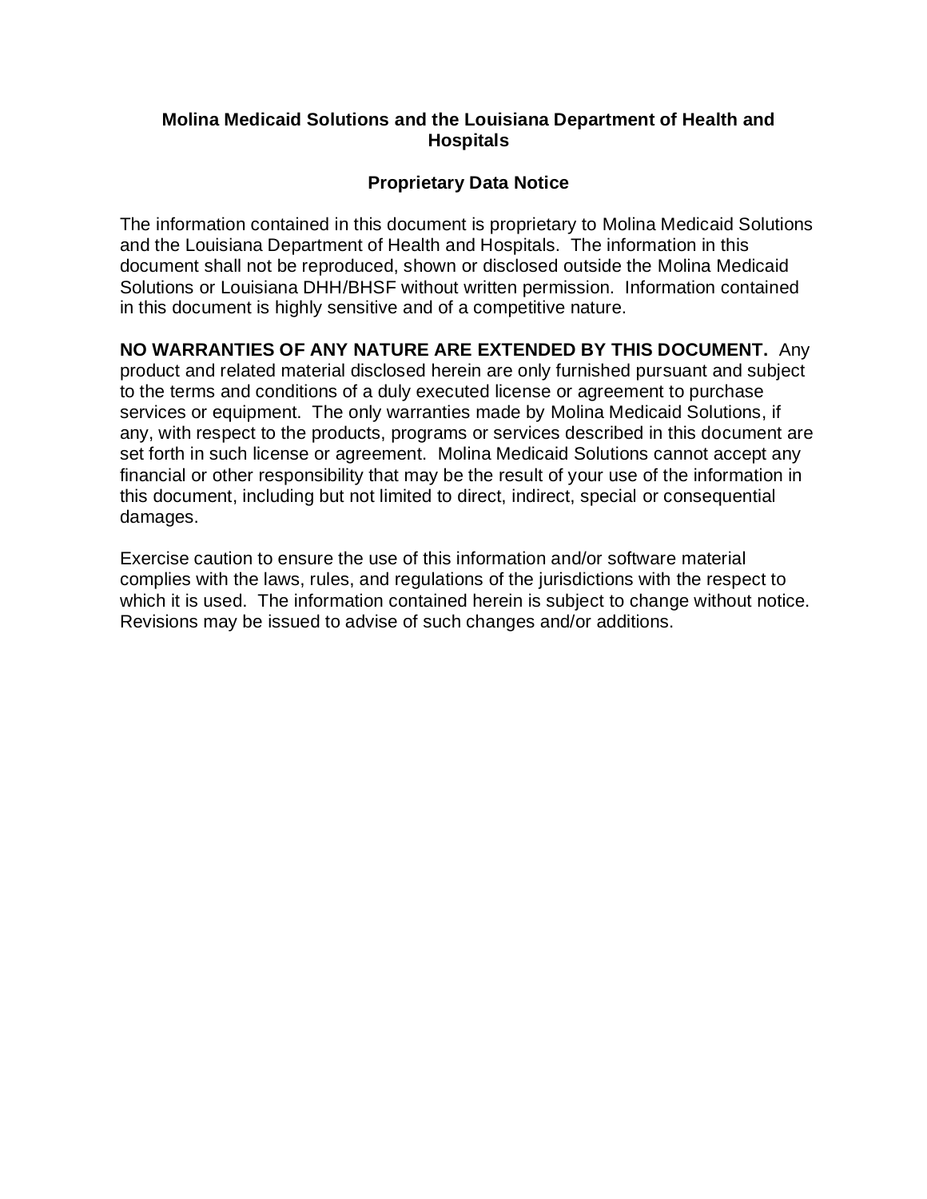**Molina Medicaid Solutions and the Louisiana Department of Health and Hospitals**

**Proprietary Data Notice**

The information contained in this document is proprietary to Molina Medicaid Solutions and the Louisiana Department of Health and Hospitals. The information in this document shall not be reproduced, shown or disclosed outside the Molina Medicaid Solutions or Louisiana DHH/BHSF without written permission. Information contained in this document is highly sensitive and of a competitive nature.

**NO WARRANTIES OF ANY NATURE ARE EXTENDED BY THIS DOCUMENT.** Any product and related material disclosed herein are only furnished pursuant and subject to the terms and conditions of a duly executed license or agreement to purchase services or equipment. The only warranties made by Molina Medicaid Solutions, if any, with respect to the products, programs or services described in this document are set forth in such license or agreement. Molina Medicaid Solutions cannot accept any financial or other responsibility that may be the result of your use of the information in this document, including but not limited to direct, indirect, special or consequential damages.

Exercise caution to ensure the use of this information and/or software material complies with the laws, rules, and regulations of the jurisdictions with the respect to which it is used. The information contained herein is subject to change without notice. Revisions may be issued to advise of such changes and/or additions.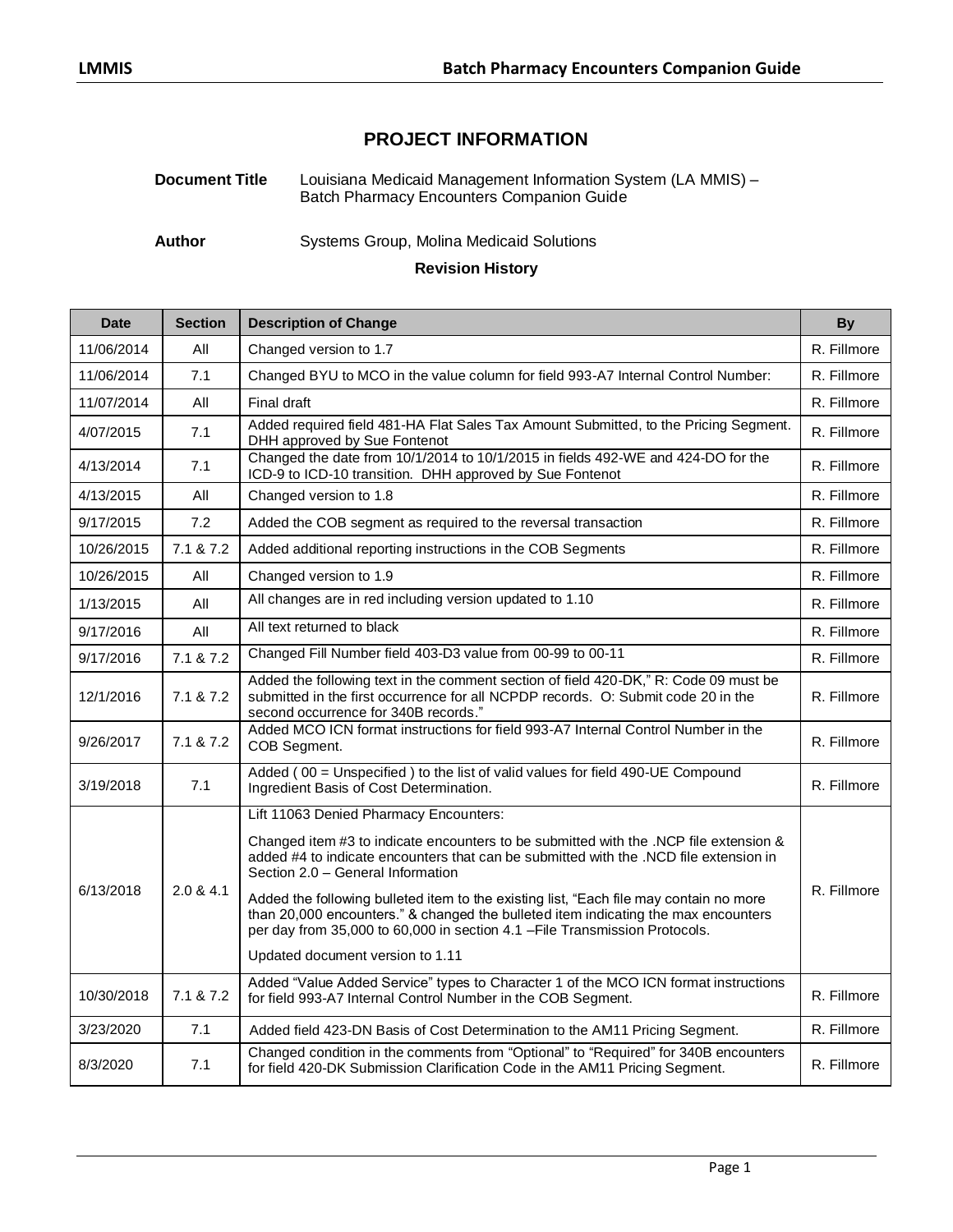# PROJECT INFORMATION

**Document Title** Louisiana Medicaid Management Information System (LA MMIS) – Batch Pharmacy Encounters Companion Guide

**Author** Systems Group, Molina Medicaid Solutions

**Revision History**

| Date | Section | Description of Change | By |
|---|---|---|---|
| 11/06/2014 | All | Changed version to 1.7 | R. Fillmore |
| 11/06/2014 | 7.1 | Changed BYU to MCO in the value column for field 993-A7 Internal Control Number: | R. Fillmore |
| 11/07/2014 | All | Final draft | R. Fillmore |
| 4/07/2015 | 7.1 | Added required field 481-HA Flat Sales Tax Amount Submitted, to the Pricing Segment. DHH approved by Sue Fontenot | R. Fillmore |
| 4/13/2014 | 7.1 | Changed the date from 10/1/2014 to 10/1/2015 in fields 492-WE and 424-DO for the ICD-9 to ICD-10 transition. DHH approved by Sue Fontenot | R. Fillmore |
| 4/13/2015 | All | Changed version to 1.8 | R. Fillmore |
| 9/17/2015 | 7.2 | Added the COB segment as required to the reversal transaction | R. Fillmore |
| 10/26/2015 | 7.1 & 7.2 | Added additional reporting instructions in the COB Segments | R. Fillmore |
| 10/26/2015 | All | Changed version to 1.9 | R. Fillmore |
| 1/13/2015 | All | All changes are in red including version updated to 1.10 | R. Fillmore |
| 9/17/2016 | All | All text returned to black | R. Fillmore |
| 9/17/2016 | 7.1 & 7.2 | Changed Fill Number field 403-D3 value from 00-99 to 00-11 | R. Fillmore |
| 12/1/2016 | 7.1 & 7.2 | Added the following text in the comment section of field 420-DK," R: Code 09 must be submitted in the first occurrence for all NCPDP records. O: Submit code 20 in the second occurrence for 340B records." | R. Fillmore |
| 9/26/2017 | 7.1 & 7.2 | Added MCO ICN format instructions for field 993-A7 Internal Control Number in the COB Segment. | R. Fillmore |
| 3/19/2018 | 7.1 | Added ( 00 = Unspecified ) to the list of valid values for field 490-UE Compound Ingredient Basis of Cost Determination. | R. Fillmore |
| 6/13/2018 | 2.0 & 4.1 | Lift 11063 Denied Pharmacy Encounters:<br><br>Changed item #3 to indicate encounters to be submitted with the .NCP file extension & added #4 to indicate encounters that can be submitted with the .NCD file extension in Section 2.0 – General Information<br><br>Added the following bulleted item to the existing list, "Each file may contain no more than 20,000 encounters." & changed the bulleted item indicating the max encounters per day from 35,000 to 60,000 in section 4.1 –File Transmission Protocols.<br><br>Updated document version to 1.11 | R. Fillmore |
| 10/30/2018 | 7.1 & 7.2 | Added "Value Added Service" types to Character 1 of the MCO ICN format instructions for field 993-A7 Internal Control Number in the COB Segment. | R. Fillmore |
| 3/23/2020 | 7.1 | Added field 423-DN Basis of Cost Determination to the AM11 Pricing Segment. | R. Fillmore |
| 8/3/2020 | 7.1 | Changed condition in the comments from "Optional" to "Required" for 340B encounters for field 420-DK Submission Clarification Code in the AM11 Pricing Segment. | R. Fillmore |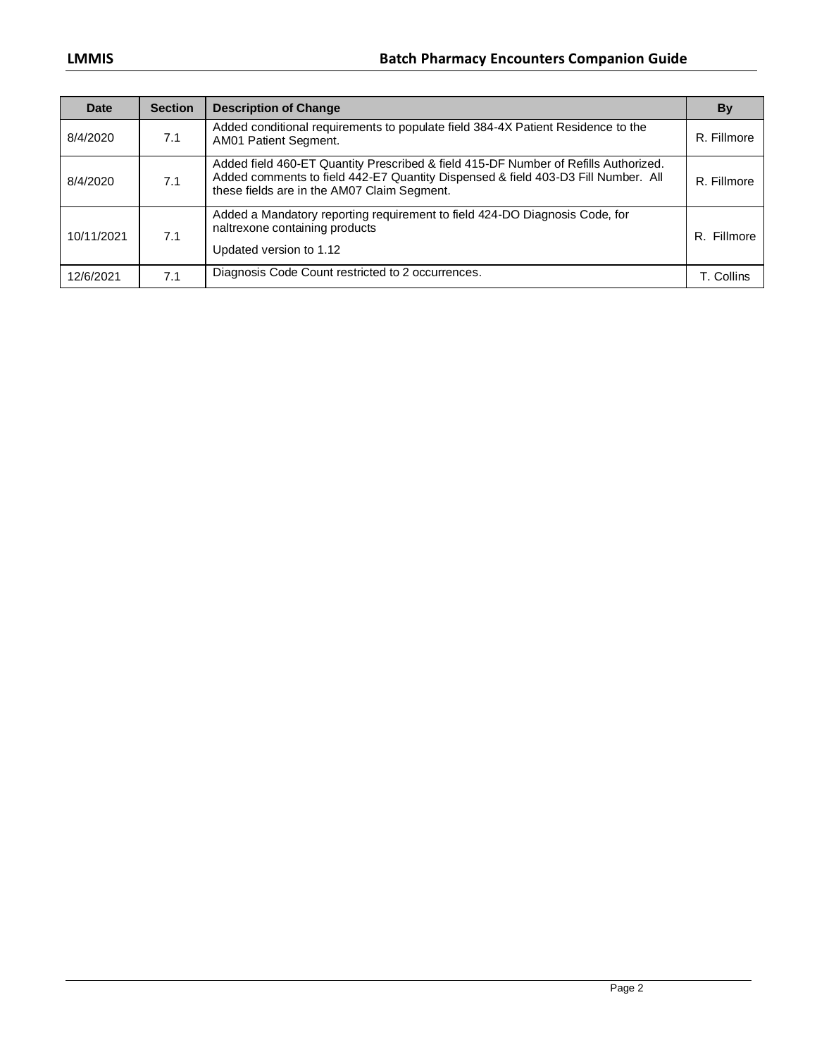| Date | Section | Description of Change | By |
|---|---|---|---|
| 8/4/2020 | 7.1 | Added conditional requirements to populate field 384-4X Patient Residence to the AM01 Patient Segment. | R. Fillmore |
| 8/4/2020 | 7.1 | Added field 460-ET Quantity Prescribed & field 415-DF Number of Refills Authorized. Added comments to field 442-E7 Quantity Dispensed & field 403-D3 Fill Number. All these fields are in the AM07 Claim Segment. | R. Fillmore |
| 10/11/2021 | 7.1 | Added a Mandatory reporting requirement to field 424-DO Diagnosis Code, for naltrexone containing products<br><br>Updated version to 1.12 | R. Fillmore |
| 12/6/2021 | 7.1 | Diagnosis Code Count restricted to 2 occurrences. | T. Collins |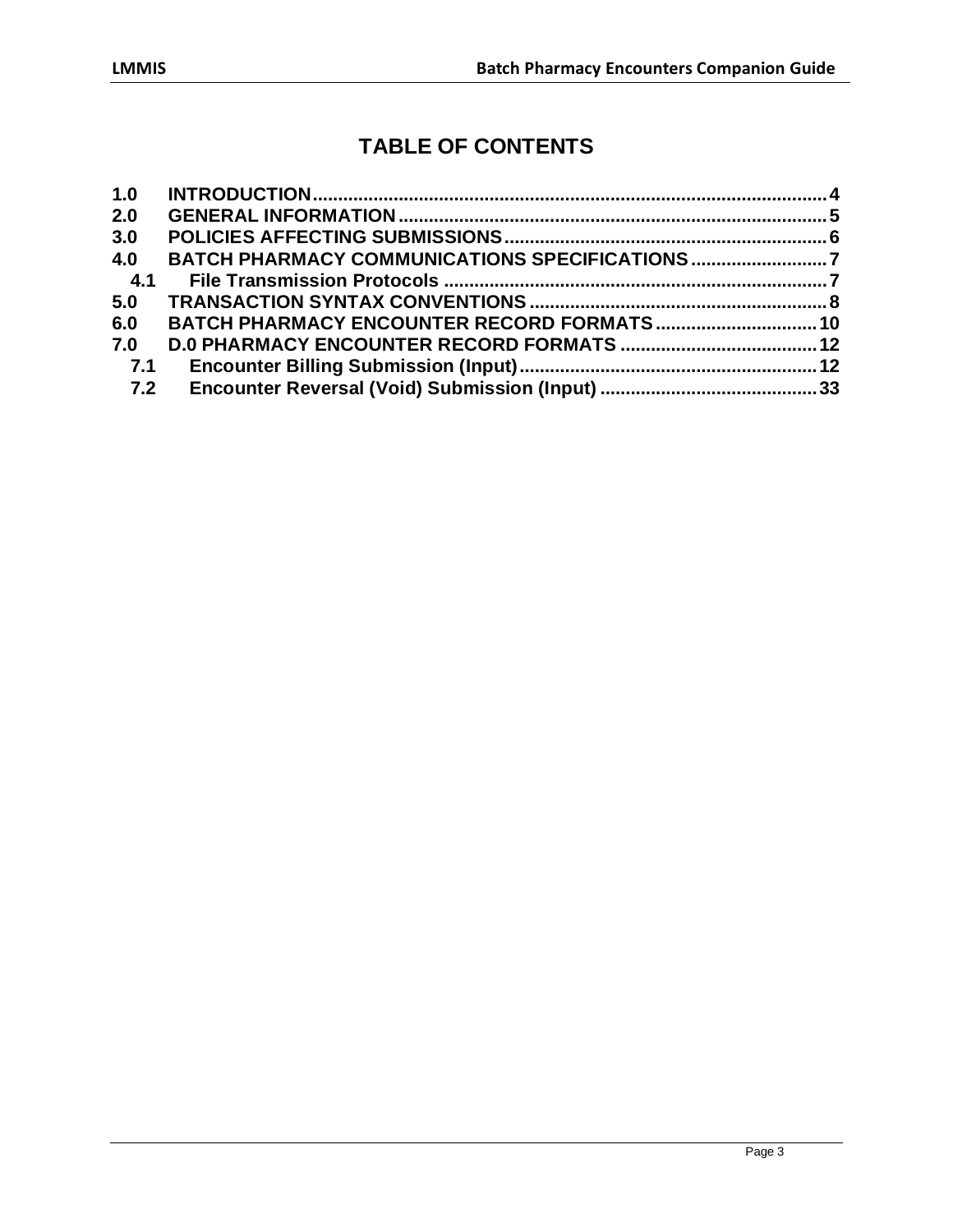# TABLE OF CONTENTS

| | | |
|---|---|---|
| **1.0** | **INTRODUCTION** | **4** |
| **2.0** | **GENERAL INFORMATION** | **5** |
| **3.0** | **POLICIES AFFECTING SUBMISSIONS** | **6** |
| **4.0** | **BATCH PHARMACY COMMUNICATIONS SPECIFICATIONS** | **7** |
| **4.1** | **File Transmission Protocols** | **7** |
| **5.0** | **TRANSACTION SYNTAX CONVENTIONS** | **8** |
| **6.0** | **BATCH PHARMACY ENCOUNTER RECORD FORMATS** | **10** |
| **7.0** | **D.0 PHARMACY ENCOUNTER RECORD FORMATS** | **12** |
| **7.1** | **Encounter Billing Submission (Input)** | **12** |
| **7.2** | **Encounter Reversal (Void) Submission (Input)** | **33** |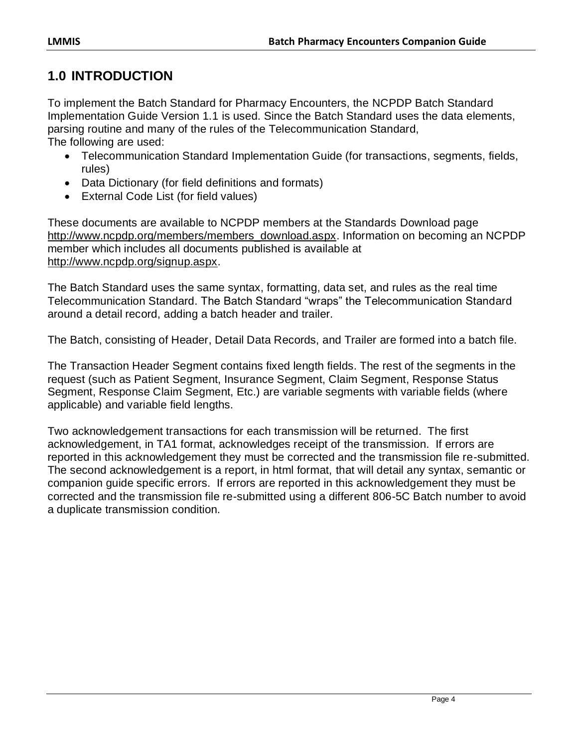# 1.0 INTRODUCTION

To implement the Batch Standard for Pharmacy Encounters, the NCPDP Batch Standard Implementation Guide Version 1.1 is used. Since the Batch Standard uses the data elements, parsing routine and many of the rules of the Telecommunication Standard,
The following are used:

- Telecommunication Standard Implementation Guide (for transactions, segments, fields, rules)
- Data Dictionary (for field definitions and formats)
- External Code List (for field values)

These documents are available to NCPDP members at the Standards Download page http://www.ncpdp.org/members/members_download.aspx. Information on becoming an NCPDP member which includes all documents published is available at http://www.ncpdp.org/signup.aspx.

The Batch Standard uses the same syntax, formatting, data set, and rules as the real time Telecommunication Standard. The Batch Standard "wraps" the Telecommunication Standard around a detail record, adding a batch header and trailer.

The Batch, consisting of Header, Detail Data Records, and Trailer are formed into a batch file.

The Transaction Header Segment contains fixed length fields. The rest of the segments in the request (such as Patient Segment, Insurance Segment, Claim Segment, Response Status Segment, Response Claim Segment, Etc.) are variable segments with variable fields (where applicable) and variable field lengths.

Two acknowledgement transactions for each transmission will be returned. The first acknowledgement, in TA1 format, acknowledges receipt of the transmission. If errors are reported in this acknowledgement they must be corrected and the transmission file re-submitted. The second acknowledgement is a report, in html format, that will detail any syntax, semantic or companion guide specific errors. If errors are reported in this acknowledgement they must be corrected and the transmission file re-submitted using a different 806-5C Batch number to avoid a duplicate transmission condition.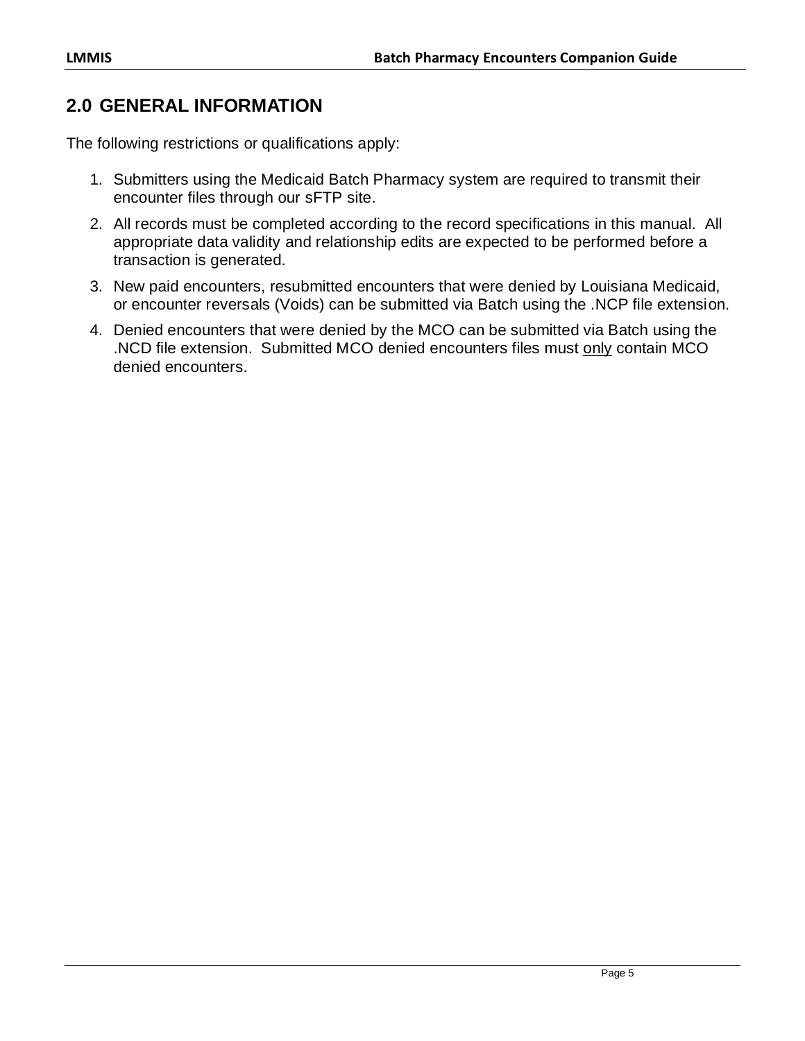## 2.0 GENERAL INFORMATION

The following restrictions or qualifications apply:

1. Submitters using the Medicaid Batch Pharmacy system are required to transmit their encounter files through our sFTP site.
2. All records must be completed according to the record specifications in this manual. All appropriate data validity and relationship edits are expected to be performed before a transaction is generated.
3. New paid encounters, resubmitted encounters that were denied by Louisiana Medicaid, or encounter reversals (Voids) can be submitted via Batch using the .NCP file extension.
4. Denied encounters that were denied by the MCO can be submitted via Batch using the .NCD file extension. Submitted MCO denied encounters files must <u>only</u> contain MCO denied encounters.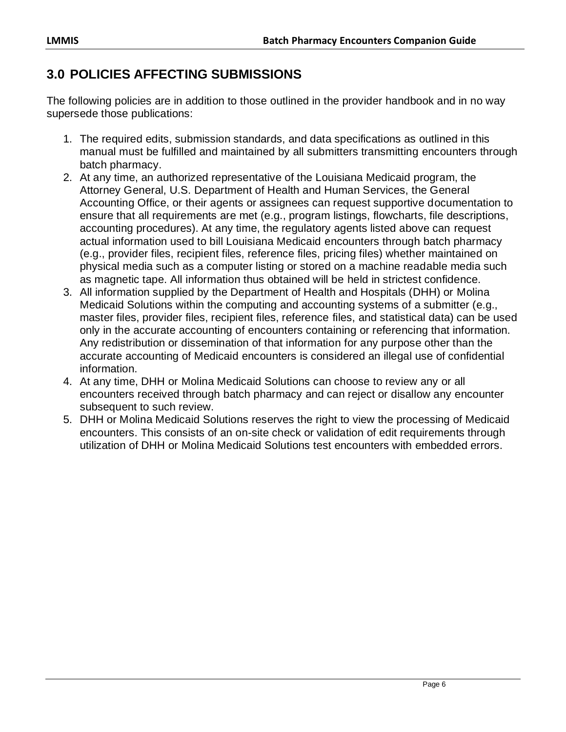## 3.0 POLICIES AFFECTING SUBMISSIONS

The following policies are in addition to those outlined in the provider handbook and in no way supersede those publications:

1. The required edits, submission standards, and data specifications as outlined in this manual must be fulfilled and maintained by all submitters transmitting encounters through batch pharmacy.
2. At any time, an authorized representative of the Louisiana Medicaid program, the Attorney General, U.S. Department of Health and Human Services, the General Accounting Office, or their agents or assignees can request supportive documentation to ensure that all requirements are met (e.g., program listings, flowcharts, file descriptions, accounting procedures). At any time, the regulatory agents listed above can request actual information used to bill Louisiana Medicaid encounters through batch pharmacy (e.g., provider files, recipient files, reference files, pricing files) whether maintained on physical media such as a computer listing or stored on a machine readable media such as magnetic tape. All information thus obtained will be held in strictest confidence.
3. All information supplied by the Department of Health and Hospitals (DHH) or Molina Medicaid Solutions within the computing and accounting systems of a submitter (e.g., master files, provider files, recipient files, reference files, and statistical data) can be used only in the accurate accounting of encounters containing or referencing that information. Any redistribution or dissemination of that information for any purpose other than the accurate accounting of Medicaid encounters is considered an illegal use of confidential information.
4. At any time, DHH or Molina Medicaid Solutions can choose to review any or all encounters received through batch pharmacy and can reject or disallow any encounter subsequent to such review.
5. DHH or Molina Medicaid Solutions reserves the right to view the processing of Medicaid encounters. This consists of an on-site check or validation of edit requirements through utilization of DHH or Molina Medicaid Solutions test encounters with embedded errors.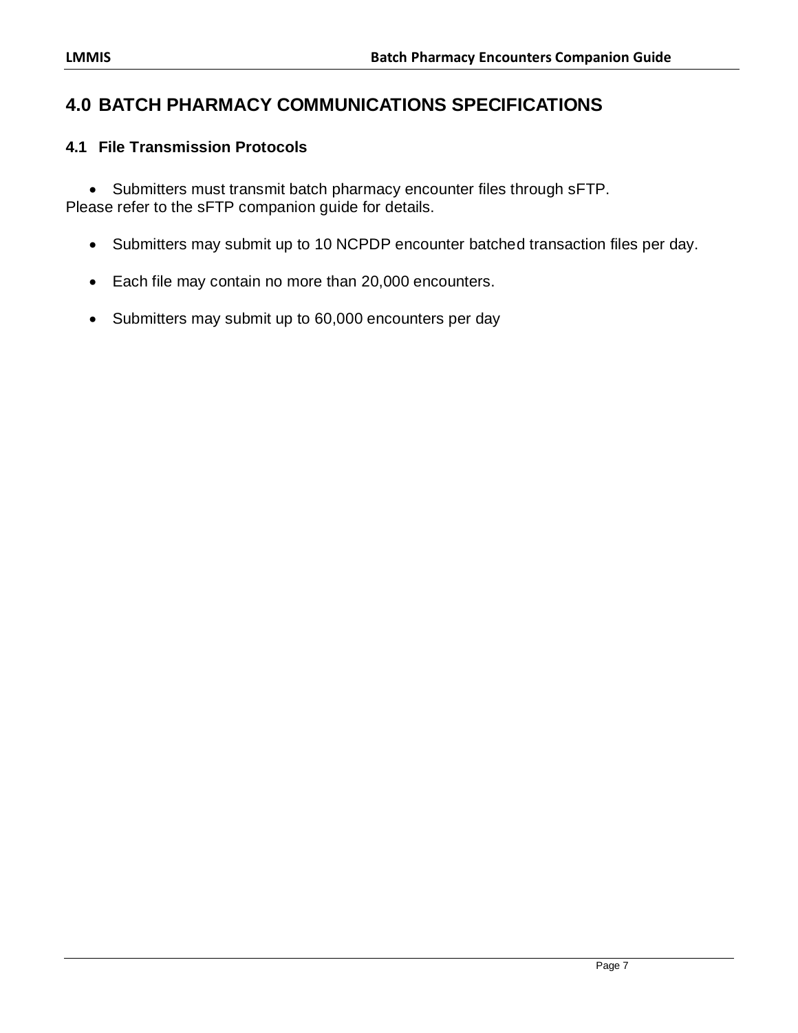# 4.0 BATCH PHARMACY COMMUNICATIONS SPECIFICATIONS

## 4.1 File Transmission Protocols

- Submitters must transmit batch pharmacy encounter files through sFTP.

Please refer to the sFTP companion guide for details.

- Submitters may submit up to 10 NCPDP encounter batched transaction files per day.
- Each file may contain no more than 20,000 encounters.
- Submitters may submit up to 60,000 encounters per day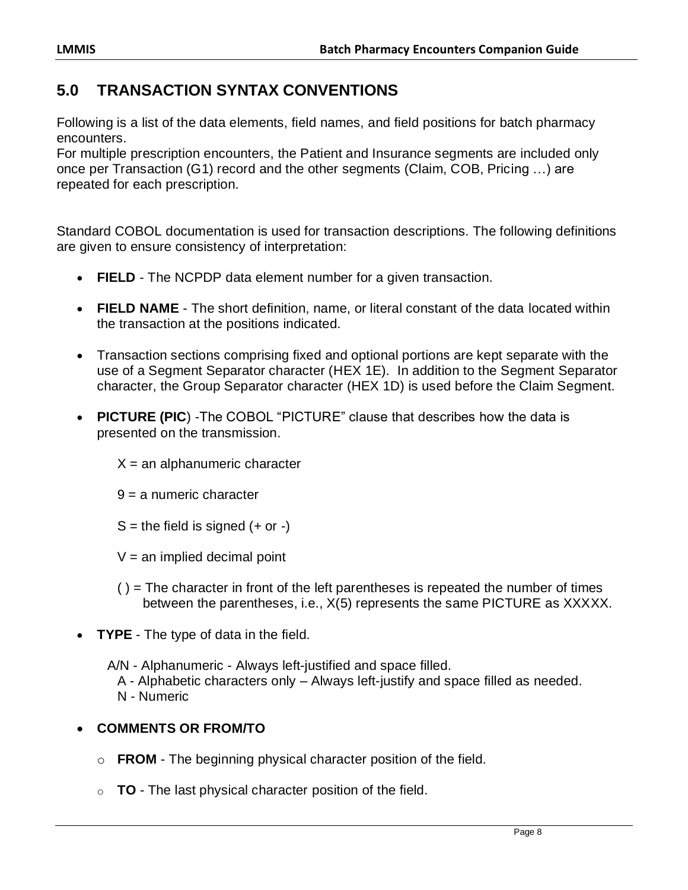## 5.0 TRANSACTION SYNTAX CONVENTIONS

Following is a list of the data elements, field names, and field positions for batch pharmacy encounters.
For multiple prescription encounters, the Patient and Insurance segments are included only once per Transaction (G1) record and the other segments (Claim, COB, Pricing …) are repeated for each prescription.

Standard COBOL documentation is used for transaction descriptions. The following definitions are given to ensure consistency of interpretation:

- **FIELD** - The NCPDP data element number for a given transaction.
- **FIELD NAME** - The short definition, name, or literal constant of the data located within the transaction at the positions indicated.
- Transaction sections comprising fixed and optional portions are kept separate with the use of a Segment Separator character (HEX 1E). In addition to the Segment Separator character, the Group Separator character (HEX 1D) is used before the Claim Segment.
- **PICTURE (PIC)** -The COBOL "PICTURE" clause that describes how the data is presented on the transmission.

  X = an alphanumeric character

  9 = a numeric character

  S = the field is signed (+ or -)

  V = an implied decimal point

  ( ) = The character in front of the left parentheses is repeated the number of times between the parentheses, i.e., X(5) represents the same PICTURE as XXXXX.

- **TYPE** - The type of data in the field.

  A/N - Alphanumeric - Always left-justified and space filled.
  A - Alphabetic characters only – Always left-justify and space filled as needed.
  N - Numeric

- **COMMENTS OR FROM/TO**
  - **FROM** - The beginning physical character position of the field.
  - **TO** - The last physical character position of the field.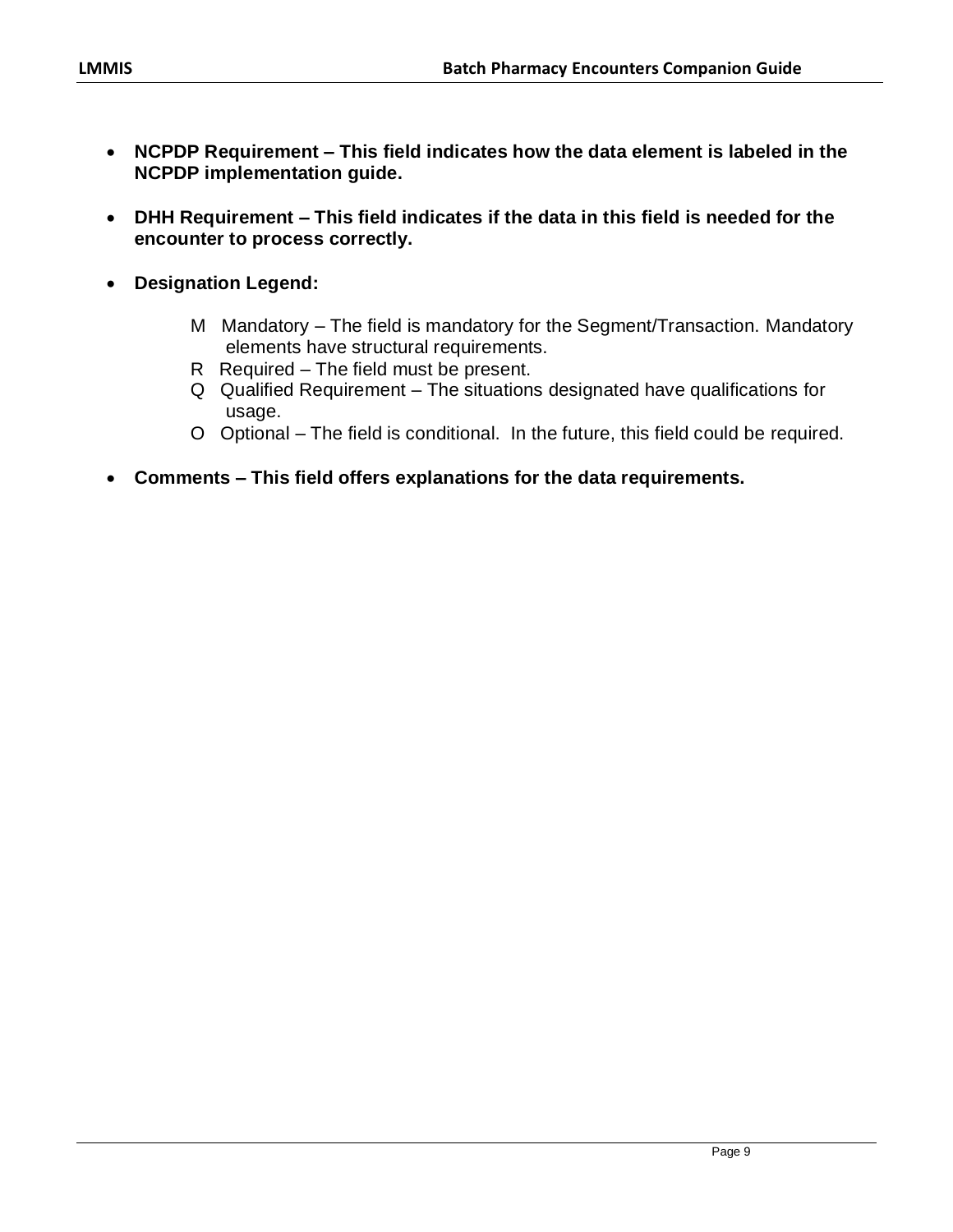- **NCPDP Requirement – This field indicates how the data element is labeled in the NCPDP implementation guide.**

- **DHH Requirement – This field indicates if the data in this field is needed for the encounter to process correctly.**

- **Designation Legend:**

  M Mandatory – The field is mandatory for the Segment/Transaction. Mandatory elements have structural requirements.
  R Required – The field must be present.
  Q Qualified Requirement – The situations designated have qualifications for usage.
  O Optional – The field is conditional. In the future, this field could be required.

- **Comments – This field offers explanations for the data requirements.**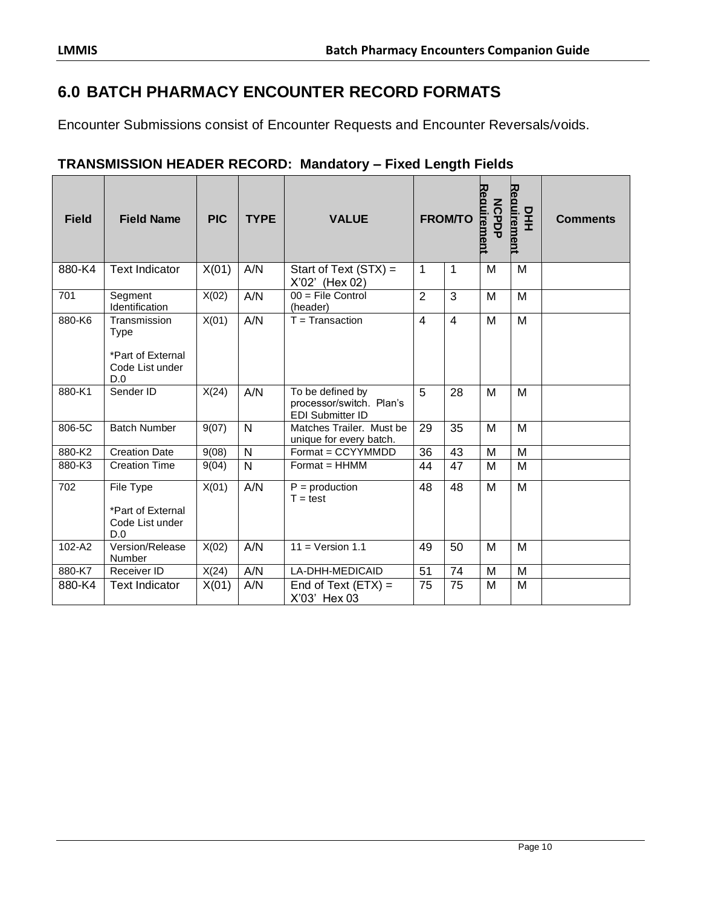# 6.0 BATCH PHARMACY ENCOUNTER RECORD FORMATS

Encounter Submissions consist of Encounter Requests and Encounter Reversals/voids.

### TRANSMISSION HEADER RECORD: Mandatory – Fixed Length Fields

| Field | Field Name | PIC | TYPE | VALUE | FROM/TO | | NCPDP Requirement | DHH Requirement | Comments |
|---|---|---|---|---|---|---|---|---|---|
| 880-K4 | Text Indicator | X(01) | A/N | Start of Text (STX) = X'02' (Hex 02) | 1 | 1 | M | M | |
| 701 | Segment Identification | X(02) | A/N | 00 = File Control (header) | 2 | 3 | M | M | |
| 880-K6 | Transmission Type<br><br>*Part of External Code List under D.0 | X(01) | A/N | T = Transaction | 4 | 4 | M | M | |
| 880-K1 | Sender ID | X(24) | A/N | To be defined by processor/switch. Plan's EDI Submitter ID | 5 | 28 | M | M | |
| 806-5C | Batch Number | 9(07) | N | Matches Trailer. Must be unique for every batch. | 29 | 35 | M | M | |
| 880-K2 | Creation Date | 9(08) | N | Format = CCYYMMDD | 36 | 43 | M | M | |
| 880-K3 | Creation Time | 9(04) | N | Format = HHMM | 44 | 47 | M | M | |
| 702 | File Type<br><br>*Part of External Code List under D.0 | X(01) | A/N | P = production<br>T = test | 48 | 48 | M | M | |
| 102-A2 | Version/Release Number | X(02) | A/N | 11 = Version 1.1 | 49 | 50 | M | M | |
| 880-K7 | Receiver ID | X(24) | A/N | LA-DHH-MEDICAID | 51 | 74 | M | M | |
| 880-K4 | Text Indicator | X(01) | A/N | End of Text (ETX) = X'03' Hex 03 | 75 | 75 | M | M | |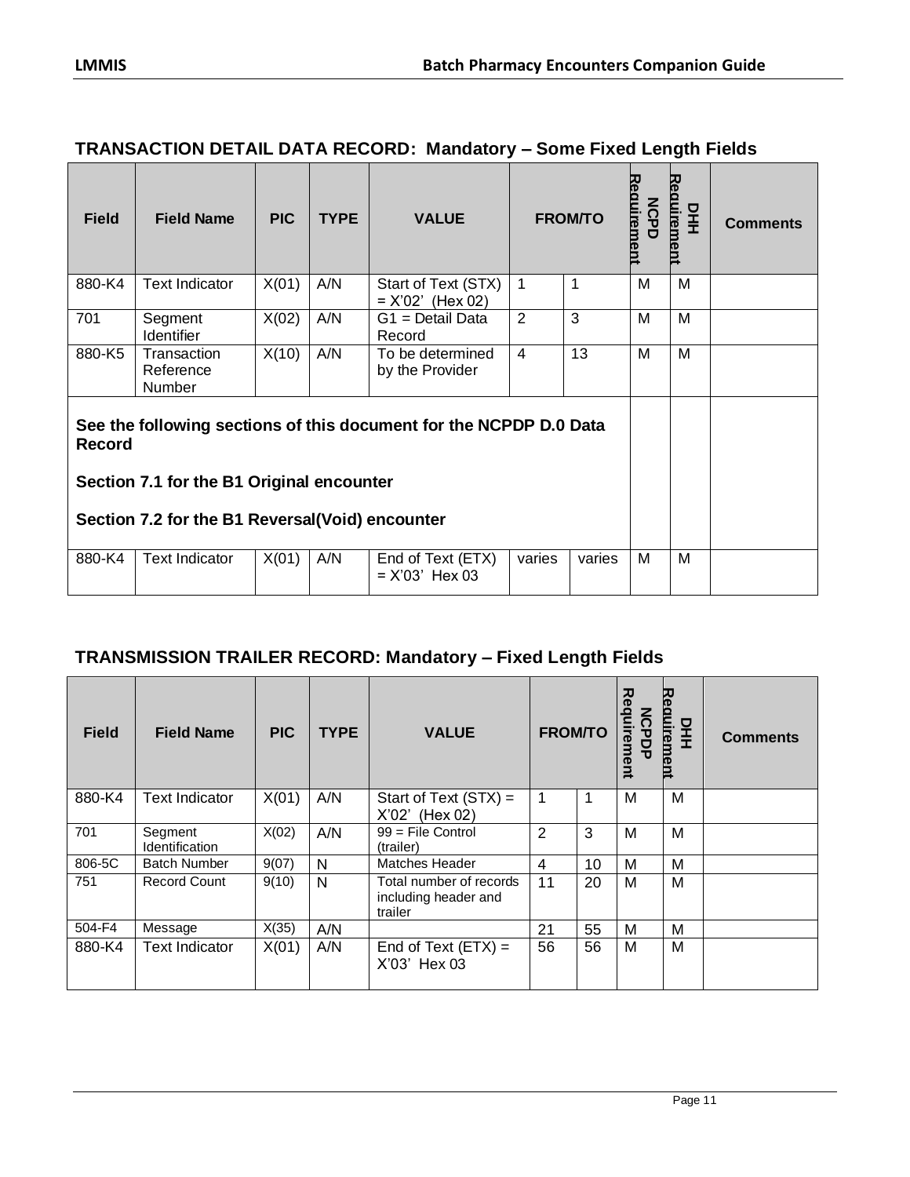### TRANSACTION DETAIL DATA RECORD: Mandatory – Some Fixed Length Fields

| Field | Field Name | PIC | TYPE | VALUE | FROM/TO | | NCPD Requirement | DHH Requirement | Comments |
|---|---|---|---|---|---|---|---|---|---|
| 880-K4 | Text Indicator | X(01) | A/N | Start of Text (STX) = X'02' (Hex 02) | 1 | 1 | M | M | |
| 701 | Segment Identifier | X(02) | A/N | G1 = Detail Data Record | 2 | 3 | M | M | |
| 880-K5 | Transaction Reference Number | X(10) | A/N | To be determined by the Provider | 4 | 13 | M | M | |
| **See the following sections of this document for the NCPDP D.0 Data Record**<br><br>**Section 7.1 for the B1 Original encounter**<br><br>**Section 7.2 for the B1 Reversal(Void) encounter** | | | | | | | | | |
| 880-K4 | Text Indicator | X(01) | A/N | End of Text (ETX) = X'03' Hex 03 | varies | varies | M | M | |

### TRANSMISSION TRAILER RECORD: Mandatory – Fixed Length Fields

| Field | Field Name | PIC | TYPE | VALUE | FROM/TO | | NCPDP Requirement | DHH Requirement | Comments |
|---|---|---|---|---|---|---|---|---|---|
| 880-K4 | Text Indicator | X(01) | A/N | Start of Text (STX) = X'02' (Hex 02) | 1 | 1 | M | M | |
| 701 | Segment Identification | X(02) | A/N | 99 = File Control (trailer) | 2 | 3 | M | M | |
| 806-5C | Batch Number | 9(07) | N | Matches Header | 4 | 10 | M | M | |
| 751 | Record Count | 9(10) | N | Total number of records including header and trailer | 11 | 20 | M | M | |
| 504-F4 | Message | X(35) | A/N | | 21 | 55 | M | M | |
| 880-K4 | Text Indicator | X(01) | A/N | End of Text (ETX) = X'03' Hex 03 | 56 | 56 | M | M | |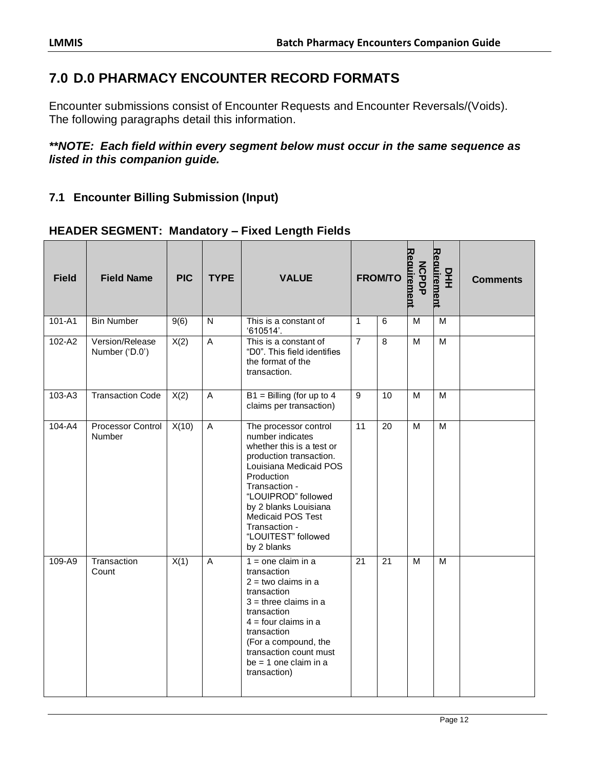# 7.0 D.0 PHARMACY ENCOUNTER RECORD FORMATS

Encounter submissions consist of Encounter Requests and Encounter Reversals/(Voids). The following paragraphs detail this information.

***NOTE: Each field within every segment below must occur in the same sequence as listed in this companion guide.***

## 7.1 Encounter Billing Submission (Input)

### HEADER SEGMENT: Mandatory – Fixed Length Fields

| Field | Field Name | PIC | TYPE | VALUE | FROM/TO | | NCPDP Requirement | DHH Requirement | Comments |
|---|---|---|---|---|---|---|---|---|---|
| 101-A1 | Bin Number | 9(6) | N | This is a constant of '610514'. | 1 | 6 | M | M | |
| 102-A2 | Version/Release Number ('D.0') | X(2) | A | This is a constant of "D0". This field identifies the format of the transaction. | 7 | 8 | M | M | |
| 103-A3 | Transaction Code | X(2) | A | B1 = Billing (for up to 4 claims per transaction) | 9 | 10 | M | M | |
| 104-A4 | Processor Control Number | X(10) | A | The processor control number indicates whether this is a test or production transaction. Louisiana Medicaid POS Production Transaction - "LOUIPROD" followed by 2 blanks Louisiana Medicaid POS Test Transaction - "LOUITEST" followed by 2 blanks | 11 | 20 | M | M | |
| 109-A9 | Transaction Count | X(1) | A | 1 = one claim in a transaction<br>2 = two claims in a transaction<br>3 = three claims in a transaction<br>4 = four claims in a transaction<br>(For a compound, the transaction count must be = 1 one claim in a transaction) | 21 | 21 | M | M | |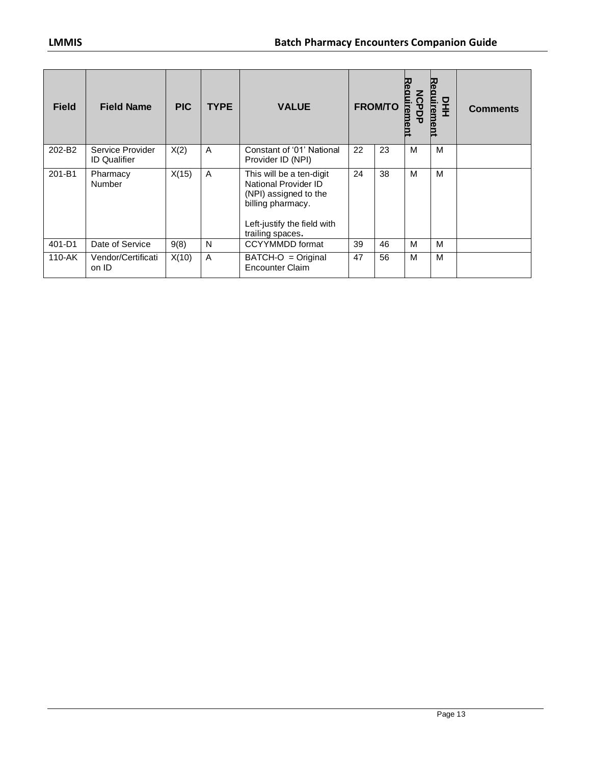| Field | Field Name | PIC | TYPE | VALUE | FROM/TO | | NCPDP Requirement | DHH Requirement | Comments |
|---|---|---|---|---|---|---|---|---|---|
| 202-B2 | Service Provider ID Qualifier | X(2) | A | Constant of '01' National Provider ID (NPI) | 22 | 23 | M | M | |
| 201-B1 | Pharmacy Number | X(15) | A | This will be a ten-digit National Provider ID (NPI) assigned to the billing pharmacy.<br><br>Left-justify the field with trailing spaces. | 24 | 38 | M | M | |
| 401-D1 | Date of Service | 9(8) | N | CCYYMMDD format | 39 | 46 | M | M | |
| 110-AK | Vendor/Certification ID | X(10) | A | BATCH-O = Original Encounter Claim | 47 | 56 | M | M | |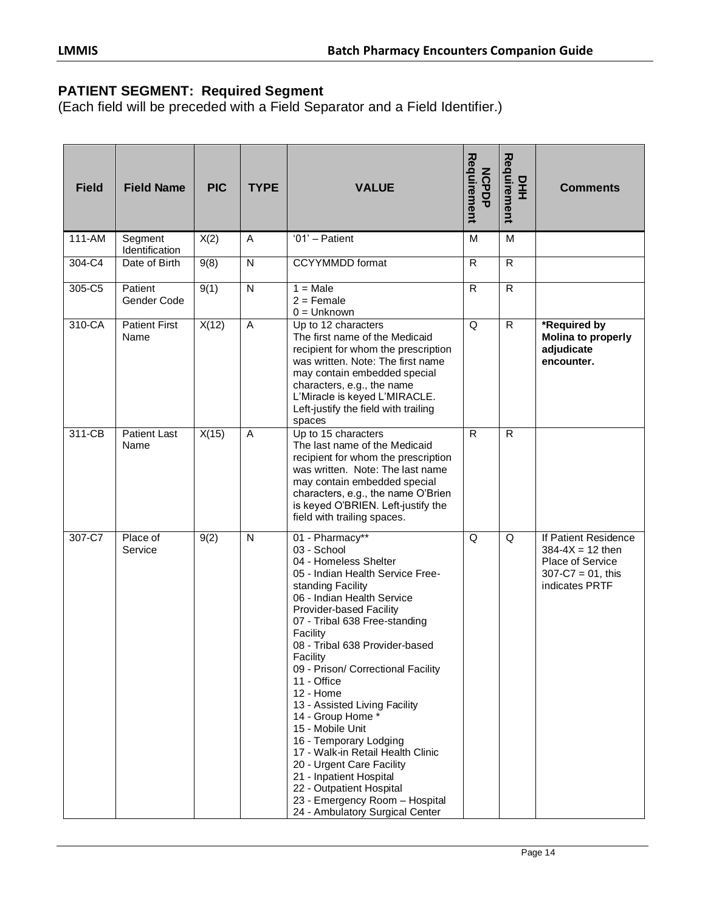## PATIENT SEGMENT: Required Segment

(Each field will be preceded with a Field Separator and a Field Identifier.)

| Field | Field Name | PIC | TYPE | VALUE | NCPDP Requirement | DHH Requirement | Comments |
|---|---|---|---|---|---|---|---|
| 111-AM | Segment Identification | X(2) | A | '01' – Patient | M | M | |
| 304-C4 | Date of Birth | 9(8) | N | CCYYMMDD format | R | R | |
| 305-C5 | Patient Gender Code | 9(1) | N | 1 = Male<br>2 = Female<br>0 = Unknown | R | R | |
| 310-CA | Patient First Name | X(12) | A | Up to 12 characters<br>The first name of the Medicaid recipient for whom the prescription was written. Note: The first name may contain embedded special characters, e.g., the name L'Miracle is keyed L'MIRACLE. Left-justify the field with trailing spaces | Q | R | **\*Required by Molina to properly adjudicate encounter.** |
| 311-CB | Patient Last Name | X(15) | A | Up to 15 characters<br>The last name of the Medicaid recipient for whom the prescription was written. Note: The last name may contain embedded special characters, e.g., the name O'Brien is keyed O'BRIEN. Left-justify the field with trailing spaces. | R | R | |
| 307-C7 | Place of Service | 9(2) | N | 01 - Pharmacy**<br>03 - School<br>04 - Homeless Shelter<br>05 - Indian Health Service Free-standing Facility<br>06 - Indian Health Service Provider-based Facility<br>07 - Tribal 638 Free-standing Facility<br>08 - Tribal 638 Provider-based Facility<br>09 - Prison/ Correctional Facility<br>11 - Office<br>12 - Home<br>13 - Assisted Living Facility<br>14 - Group Home *<br>15 - Mobile Unit<br>16 - Temporary Lodging<br>17 - Walk-in Retail Health Clinic<br>20 - Urgent Care Facility<br>21 - Inpatient Hospital<br>22 - Outpatient Hospital<br>23 - Emergency Room – Hospital<br>24 - Ambulatory Surgical Center | Q | Q | If Patient Residence 384-4X = 12 then Place of Service 307-C7 = 01, this indicates PRTF |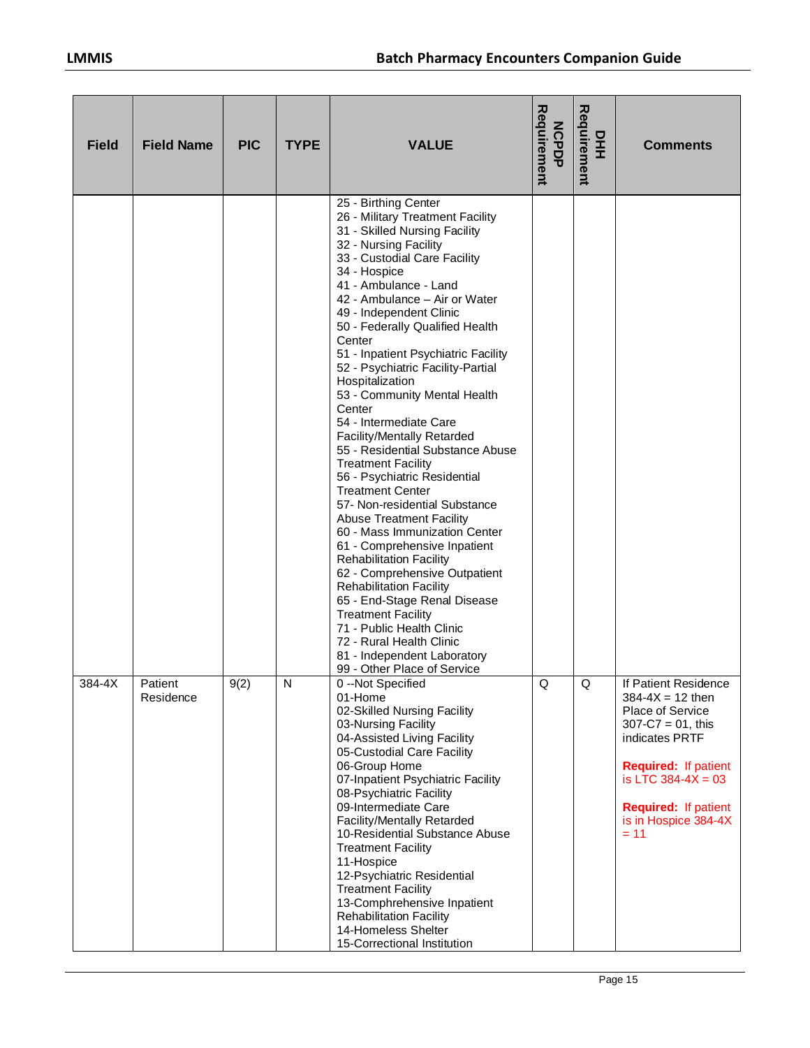| Field | Field Name | PIC | TYPE | VALUE | NCPDP Requirement | DHH Requirement | Comments |
|---|---|---|---|---|---|---|---|
| | | | | 25 - Birthing Center<br>26 - Military Treatment Facility<br>31 - Skilled Nursing Facility<br>32 - Nursing Facility<br>33 - Custodial Care Facility<br>34 - Hospice<br>41 - Ambulance - Land<br>42 - Ambulance – Air or Water<br>49 - Independent Clinic<br>50 - Federally Qualified Health Center<br>51 - Inpatient Psychiatric Facility<br>52 - Psychiatric Facility-Partial Hospitalization<br>53 - Community Mental Health Center<br>54 - Intermediate Care Facility/Mentally Retarded<br>55 - Residential Substance Abuse Treatment Facility<br>56 - Psychiatric Residential Treatment Center<br>57- Non-residential Substance Abuse Treatment Facility<br>60 - Mass Immunization Center<br>61 - Comprehensive Inpatient Rehabilitation Facility<br>62 - Comprehensive Outpatient Rehabilitation Facility<br>65 - End-Stage Renal Disease Treatment Facility<br>71 - Public Health Clinic<br>72 - Rural Health Clinic<br>81 - Independent Laboratory<br>99 - Other Place of Service | | | |
| 384-4X | Patient Residence | 9(2) | N | 0 --Not Specified<br>01-Home<br>02-Skilled Nursing Facility<br>03-Nursing Facility<br>04-Assisted Living Facility<br>05-Custodial Care Facility<br>06-Group Home<br>07-Inpatient Psychiatric Facility<br>08-Psychiatric Facility<br>09-Intermediate Care Facility/Mentally Retarded<br>10-Residential Substance Abuse Treatment Facility<br>11-Hospice<br>12-Psychiatric Residential Treatment Facility<br>13-Comphrehensive Inpatient Rehabilitation Facility<br>14-Homeless Shelter<br>15-Correctional Institution | Q | Q | If Patient Residence 384-4X = 12 then Place of Service 307-C7 = 01, this indicates PRTF<br><br>**Required:** If patient is LTC 384-4X = 03<br><br>**Required:** If patient is in Hospice 384-4X = 11 |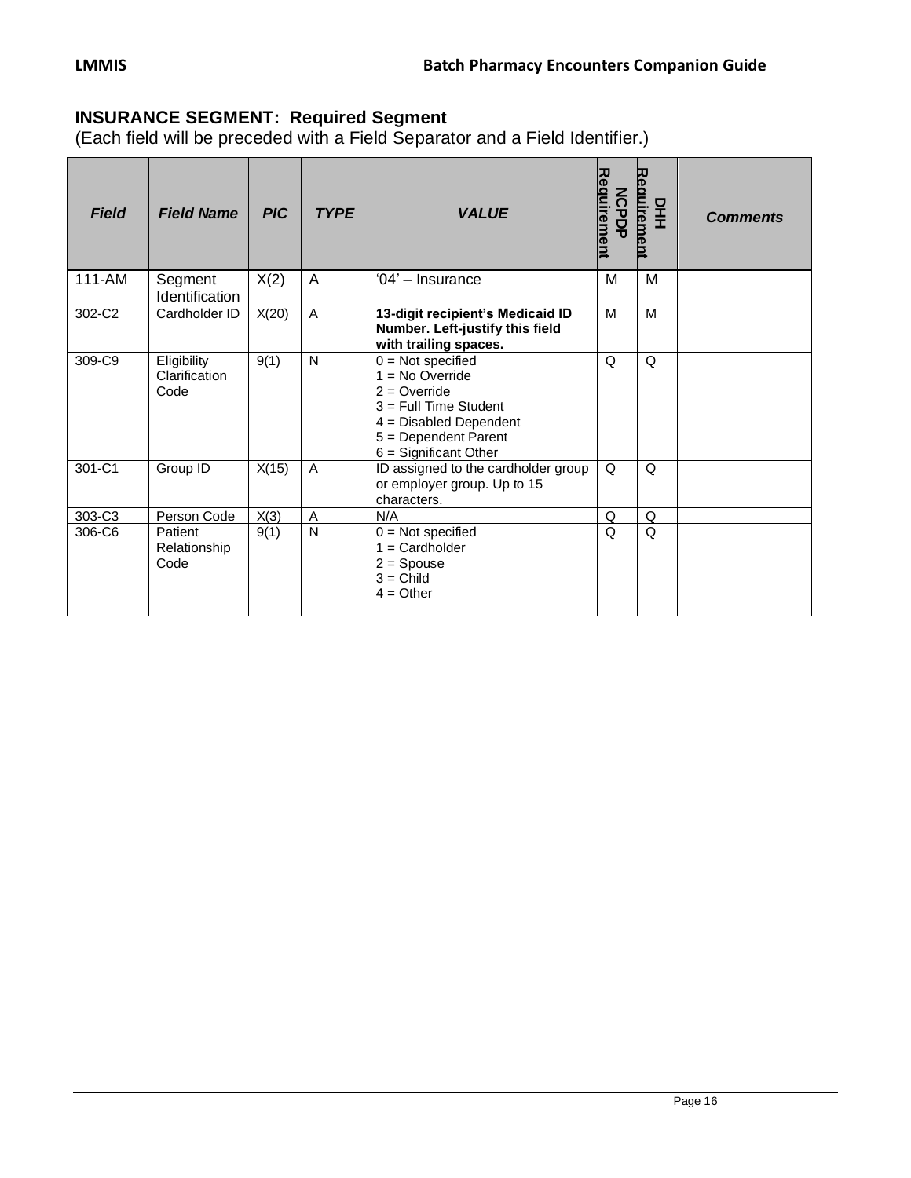## INSURANCE SEGMENT: Required Segment

(Each field will be preceded with a Field Separator and a Field Identifier.)

| Field | Field Name | PIC | TYPE | VALUE | NCPDP Requirement | DHH Requirement | Comments |
|---|---|---|---|---|---|---|---|
| 111-AM | Segment Identification | X(2) | A | '04' – Insurance | M | M | |
| 302-C2 | Cardholder ID | X(20) | A | **13-digit recipient's Medicaid ID Number. Left-justify this field with trailing spaces.** | M | M | |
| 309-C9 | Eligibility Clarification Code | 9(1) | N | 0 = Not specified<br>1 = No Override<br>2 = Override<br>3 = Full Time Student<br>4 = Disabled Dependent<br>5 = Dependent Parent<br>6 = Significant Other | Q | Q | |
| 301-C1 | Group ID | X(15) | A | ID assigned to the cardholder group or employer group. Up to 15 characters. | Q | Q | |
| 303-C3 | Person Code | X(3) | A | N/A | Q | Q | |
| 306-C6 | Patient Relationship Code | 9(1) | N | 0 = Not specified<br>1 = Cardholder<br>2 = Spouse<br>3 = Child<br>4 = Other | Q | Q | |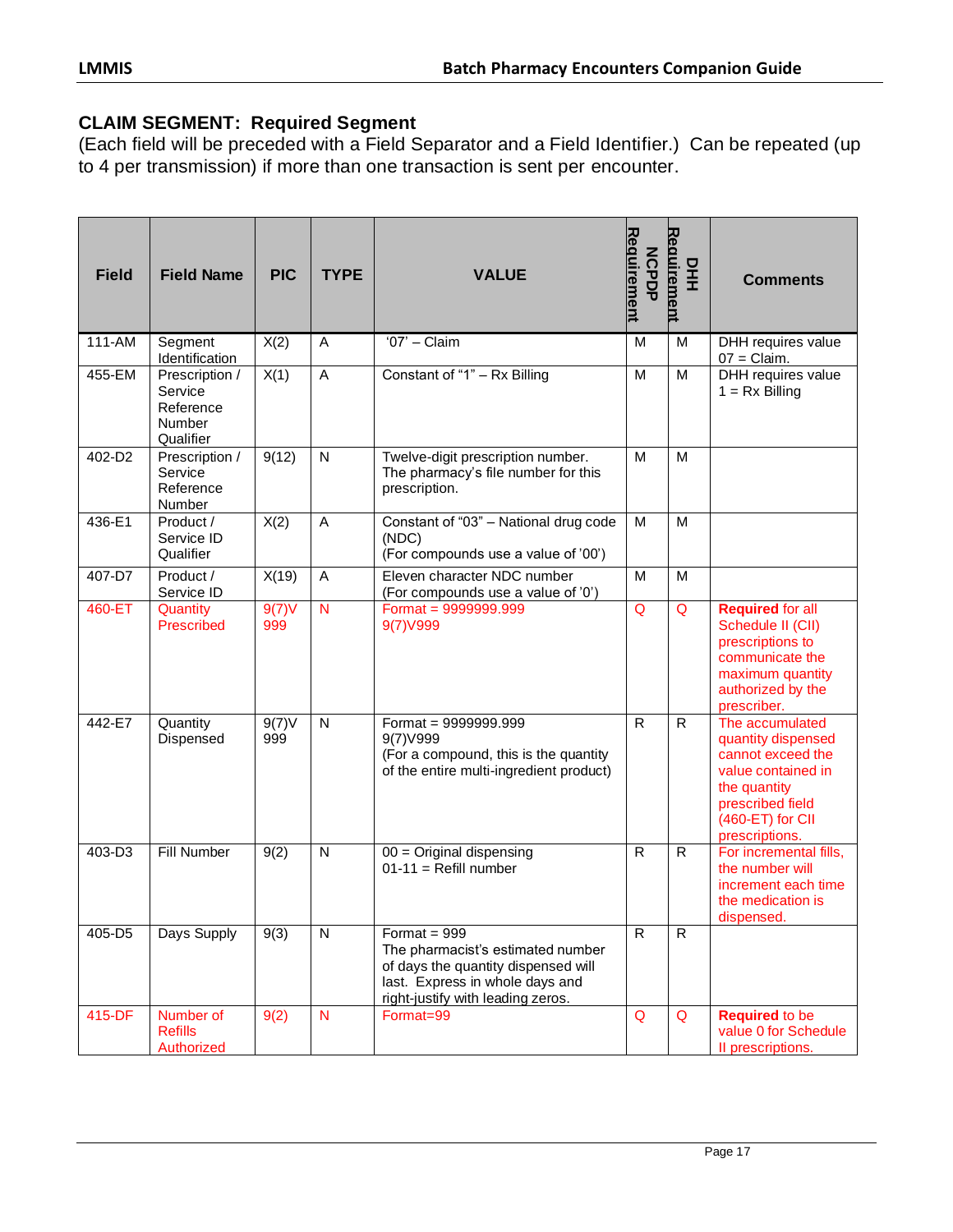### CLAIM SEGMENT: Required Segment

(Each field will be preceded with a Field Separator and a Field Identifier.) Can be repeated (up to 4 per transmission) if more than one transaction is sent per encounter.

| Field | Field Name | PIC | TYPE | VALUE | NCPDP Requirement | DHH Requirement | Comments |
|---|---|---|---|---|---|---|---|
| 111-AM | Segment Identification | X(2) | A | '07' – Claim | M | M | DHH requires value 07 = Claim. |
| 455-EM | Prescription / Service Reference Number Qualifier | X(1) | A | Constant of "1" – Rx Billing | M | M | DHH requires value 1 = Rx Billing |
| 402-D2 | Prescription / Service Reference Number | 9(12) | N | Twelve-digit prescription number. The pharmacy's file number for this prescription. | M | M | |
| 436-E1 | Product / Service ID Qualifier | X(2) | A | Constant of "03" – National drug code (NDC) (For compounds use a value of '00') | M | M | |
| 407-D7 | Product / Service ID | X(19) | A | Eleven character NDC number (For compounds use a value of '0') | M | M | |
| 460-ET | Quantity Prescribed | 9(7)V999 | N | Format = 9999999.999 9(7)V999 | Q | Q | **Required** for all Schedule II (CII) prescriptions to communicate the maximum quantity authorized by the prescriber. |
| 442-E7 | Quantity Dispensed | 9(7)V999 | N | Format = 9999999.999 9(7)V999 (For a compound, this is the quantity of the entire multi-ingredient product) | R | R | The accumulated quantity dispensed cannot exceed the value contained in the quantity prescribed field (460-ET) for CII prescriptions. |
| 403-D3 | Fill Number | 9(2) | N | 00 = Original dispensing 01-11 = Refill number | R | R | For incremental fills, the number will increment each time the medication is dispensed. |
| 405-D5 | Days Supply | 9(3) | N | Format = 999 The pharmacist's estimated number of days the quantity dispensed will last. Express in whole days and right-justify with leading zeros. | R | R | |
| 415-DF | Number of Refills Authorized | 9(2) | N | Format=99 | Q | Q | **Required** to be value 0 for Schedule II prescriptions. |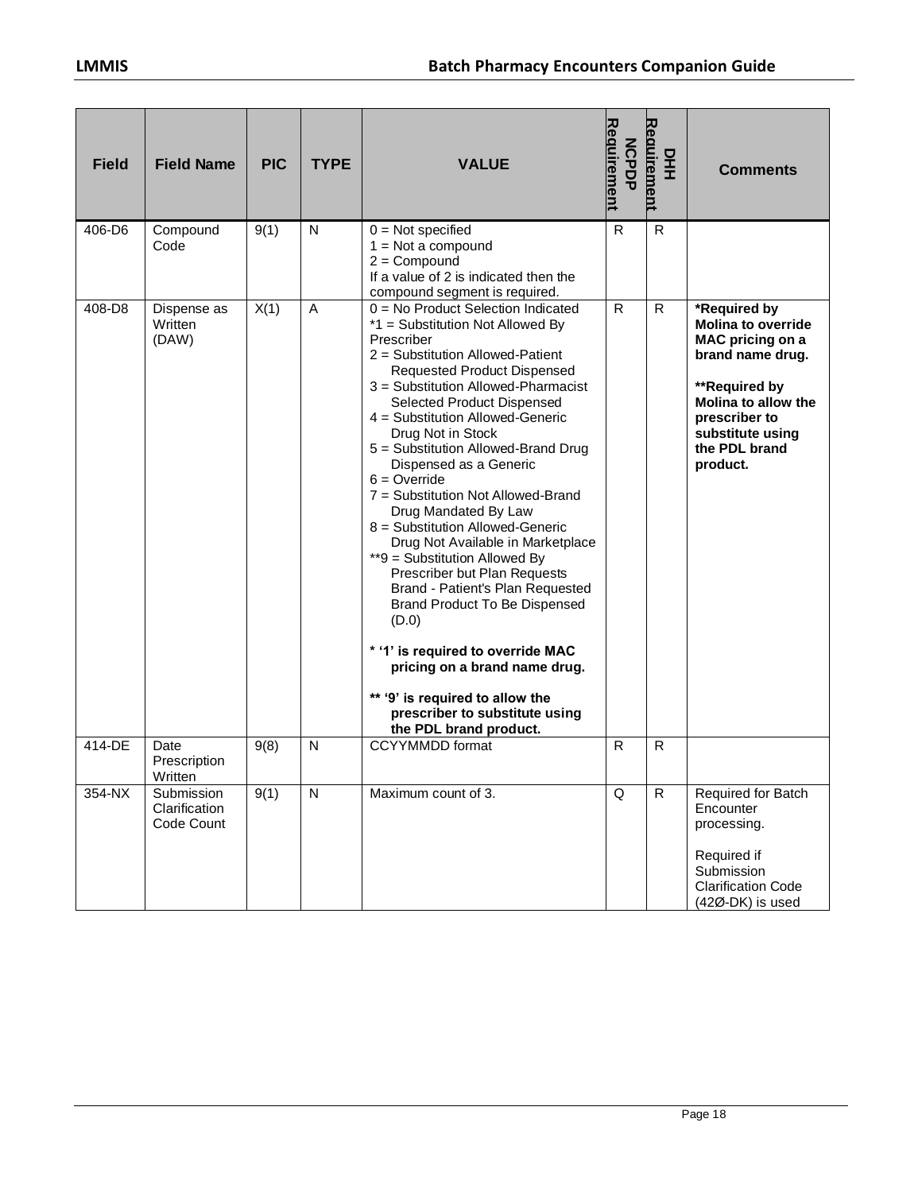| Field | Field Name | PIC | TYPE | VALUE | NCPDP Requirement | DHH Requirement | Comments |
|---|---|---|---|---|---|---|---|
| 406-D6 | Compound Code | 9(1) | N | 0 = Not specified<br>1 = Not a compound<br>2 = Compound<br>If a value of 2 is indicated then the compound segment is required. | R | R | |
| 408-D8 | Dispense as Written (DAW) | X(1) | A | 0 = No Product Selection Indicated<br>*1 = Substitution Not Allowed By Prescriber<br>2 = Substitution Allowed-Patient Requested Product Dispensed<br>3 = Substitution Allowed-Pharmacist Selected Product Dispensed<br>4 = Substitution Allowed-Generic Drug Not in Stock<br>5 = Substitution Allowed-Brand Drug Dispensed as a Generic<br>6 = Override<br>7 = Substitution Not Allowed-Brand Drug Mandated By Law<br>8 = Substitution Allowed-Generic Drug Not Available in Marketplace<br>**9 = Substitution Allowed By Prescriber but Plan Requests Brand - Patient's Plan Requested Brand Product To Be Dispensed (D.0)<br><br>**\* '1' is required to override MAC pricing on a brand name drug.**<br><br>**\*\* '9' is required to allow the prescriber to substitute using the PDL brand product.** | R | R | **\*Required by Molina to override MAC pricing on a brand name drug.**<br><br>**\*\*Required by Molina to allow the prescriber to substitute using the PDL brand product.** |
| 414-DE | Date Prescription Written | 9(8) | N | CCYYMMDD format | R | R | |
| 354-NX | Submission Clarification Code Count | 9(1) | N | Maximum count of 3. | Q | R | Required for Batch Encounter processing.<br><br>Required if Submission Clarification Code (42Ø-DK) is used |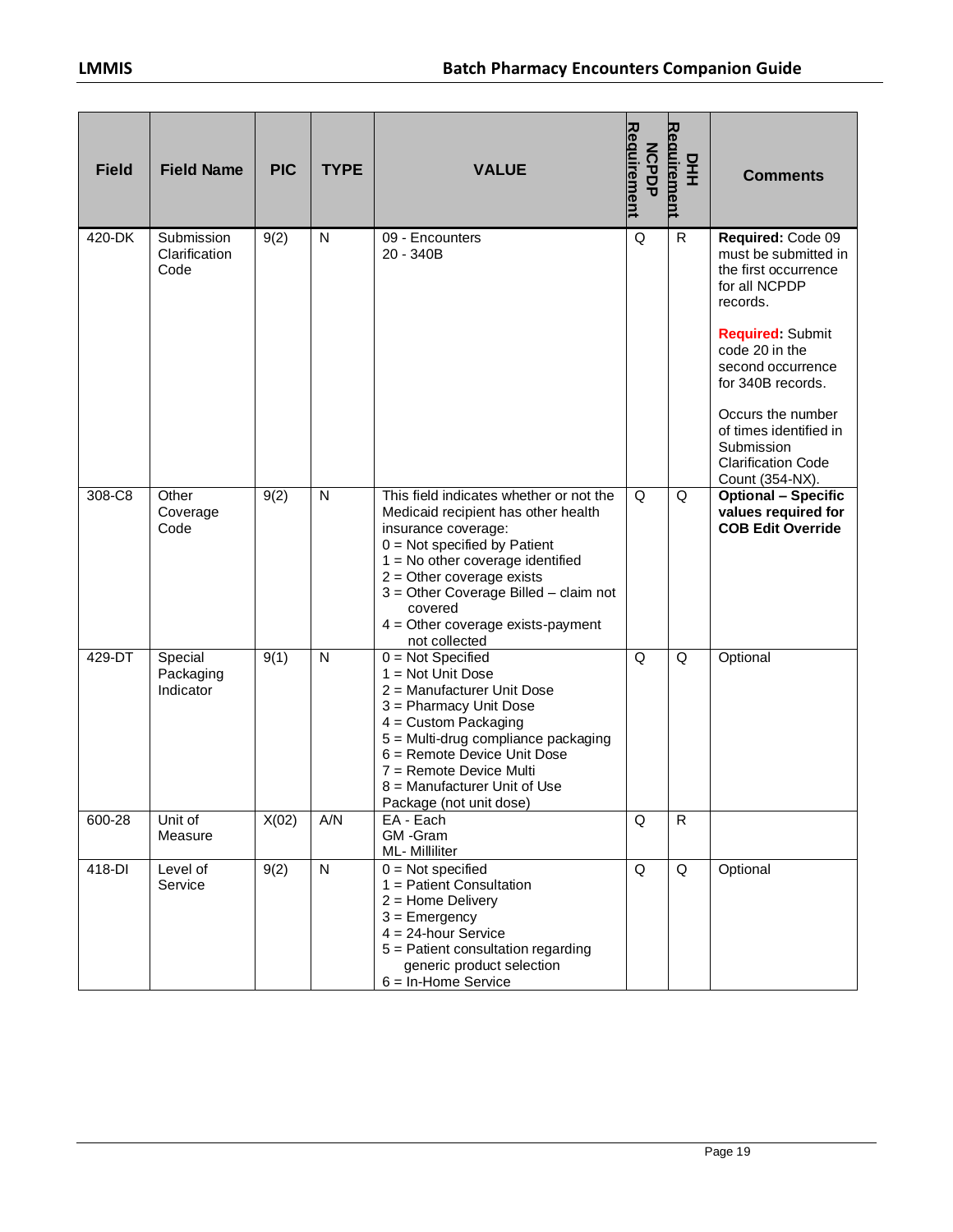| Field | Field Name | PIC | TYPE | VALUE | NCPDP Requirement | DHH Requirement | Comments |
|---|---|---|---|---|---|---|---|
| 420-DK | Submission Clarification Code | 9(2) | N | 09 - Encounters<br>20 - 340B | Q | R | **Required:** Code 09 must be submitted in the first occurrence for all NCPDP records.<br><br>**Required:** Submit code 20 in the second occurrence for 340B records.<br><br>Occurs the number of times identified in Submission Clarification Code Count (354-NX). |
| 308-C8 | Other Coverage Code | 9(2) | N | This field indicates whether or not the Medicaid recipient has other health insurance coverage:<br>0 = Not specified by Patient<br>1 = No other coverage identified<br>2 = Other coverage exists<br>3 = Other Coverage Billed – claim not covered<br>4 = Other coverage exists-payment not collected | Q | Q | **Optional – Specific values required for COB Edit Override** |
| 429-DT | Special Packaging Indicator | 9(1) | N | 0 = Not Specified<br>1 = Not Unit Dose<br>2 = Manufacturer Unit Dose<br>3 = Pharmacy Unit Dose<br>4 = Custom Packaging<br>5 = Multi-drug compliance packaging<br>6 = Remote Device Unit Dose<br>7 = Remote Device Multi<br>8 = Manufacturer Unit of Use Package (not unit dose) | Q | Q | Optional |
| 600-28 | Unit of Measure | X(02) | A/N | EA - Each<br>GM -Gram<br>ML- Milliliter | Q | R | |
| 418-DI | Level of Service | 9(2) | N | 0 = Not specified<br>1 = Patient Consultation<br>2 = Home Delivery<br>3 = Emergency<br>4 = 24-hour Service<br>5 = Patient consultation regarding generic product selection<br>6 = In-Home Service | Q | Q | Optional |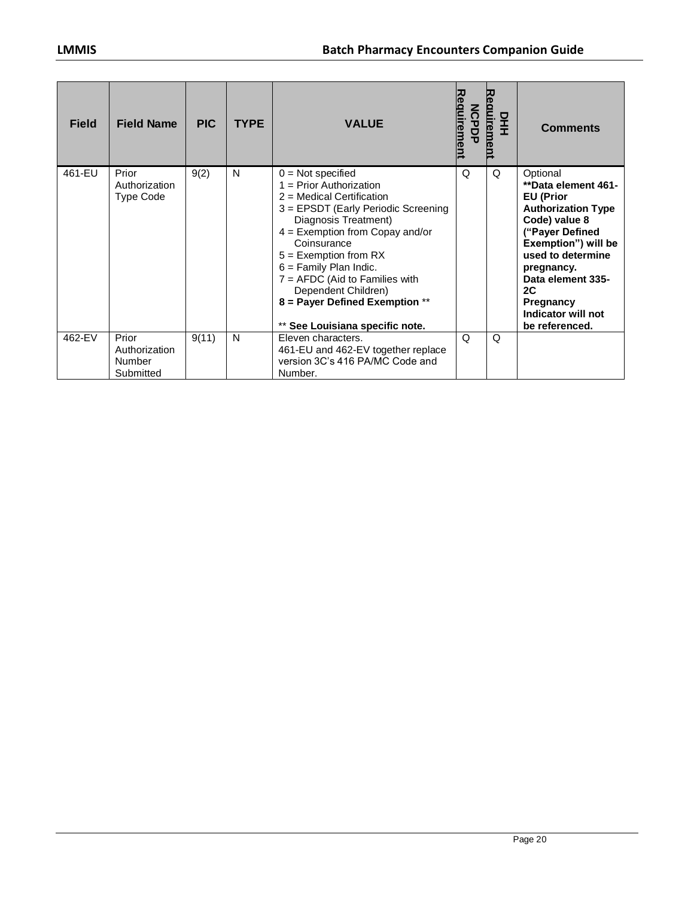| Field | Field Name | PIC | TYPE | VALUE | NCPDP Requirement | DHH Requirement | Comments |
|---|---|---|---|---|---|---|---|
| 461-EU | Prior Authorization Type Code | 9(2) | N | 0 = Not specified<br>1 = Prior Authorization<br>2 = Medical Certification<br>3 = EPSDT (Early Periodic Screening Diagnosis Treatment)<br>4 = Exemption from Copay and/or Coinsurance<br>5 = Exemption from RX<br>6 = Family Plan Indic.<br>7 = AFDC (Aid to Families with Dependent Children)<br>**8 = Payer Defined Exemption** **<br><br>** **See Louisiana specific note.** | Q | Q | Optional<br>**\*\*Data element 461-EU (Prior Authorization Type Code) value 8 ("Payer Defined Exemption") will be used to determine pregnancy. Data element 335-2C Pregnancy Indicator will not be referenced.** |
| 462-EV | Prior Authorization Number Submitted | 9(11) | N | Eleven characters.<br>461-EU and 462-EV together replace version 3C's 416 PA/MC Code and Number. | Q | Q | |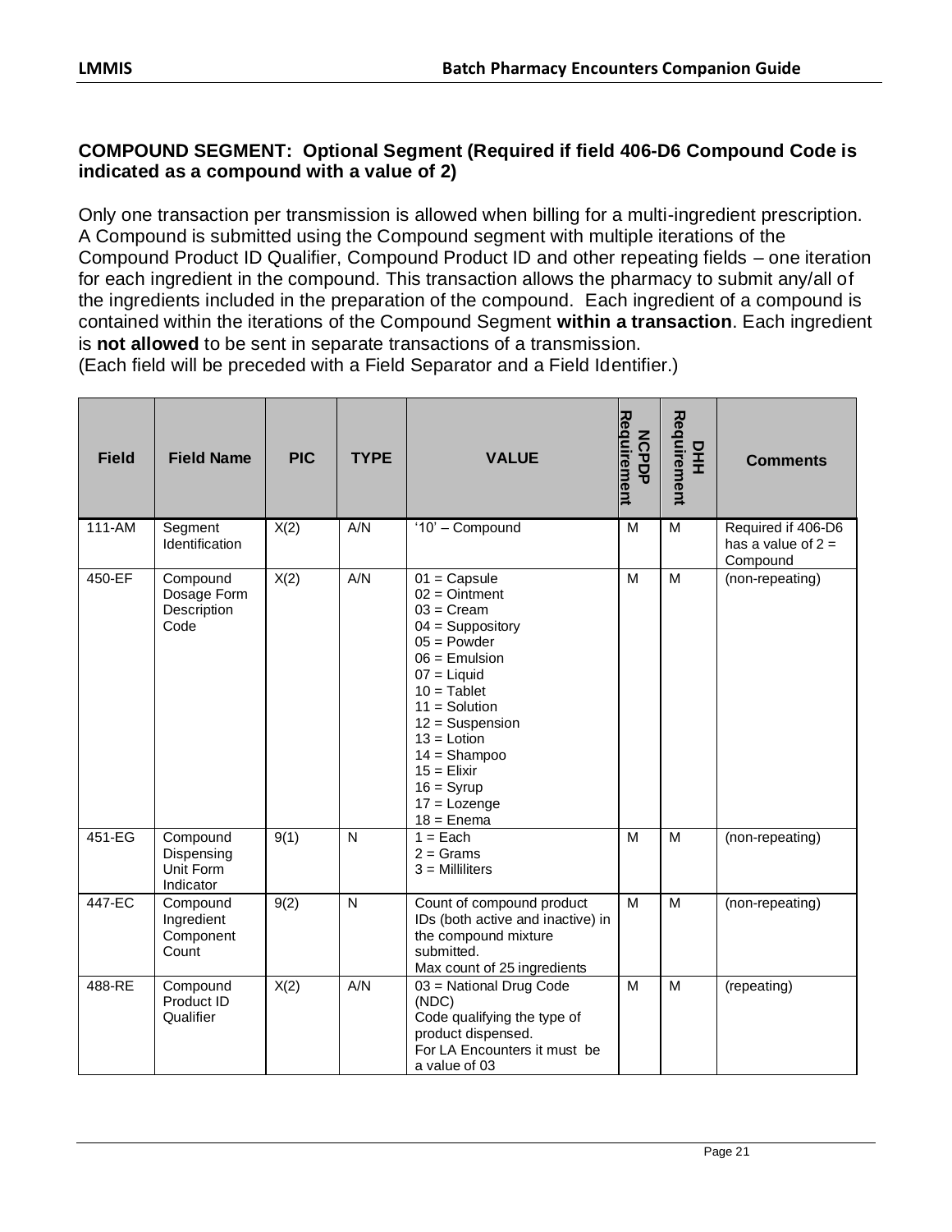### COMPOUND SEGMENT: Optional Segment (Required if field 406-D6 Compound Code is indicated as a compound with a value of 2)

Only one transaction per transmission is allowed when billing for a multi-ingredient prescription. A Compound is submitted using the Compound segment with multiple iterations of the Compound Product ID Qualifier, Compound Product ID and other repeating fields – one iteration for each ingredient in the compound. This transaction allows the pharmacy to submit any/all of the ingredients included in the preparation of the compound. Each ingredient of a compound is contained within the iterations of the Compound Segment **within a transaction**. Each ingredient is **not allowed** to be sent in separate transactions of a transmission.
(Each field will be preceded with a Field Separator and a Field Identifier.)

| Field | Field Name | PIC | TYPE | VALUE | NCPDP Requirement | DHH Requirement | Comments |
|---|---|---|---|---|---|---|---|
| 111-AM | Segment Identification | X(2) | A/N | '10' – Compound | M | M | Required if 406-D6 has a value of 2 = Compound |
| 450-EF | Compound Dosage Form Description Code | X(2) | A/N | 01 = Capsule<br>02 = Ointment<br>03 = Cream<br>04 = Suppository<br>05 = Powder<br>06 = Emulsion<br>07 = Liquid<br>10 = Tablet<br>11 = Solution<br>12 = Suspension<br>13 = Lotion<br>14 = Shampoo<br>15 = Elixir<br>16 = Syrup<br>17 = Lozenge<br>18 = Enema | M | M | (non-repeating) |
| 451-EG | Compound Dispensing Unit Form Indicator | 9(1) | N | 1 = Each<br>2 = Grams<br>3 = Milliliters | M | M | (non-repeating) |
| 447-EC | Compound Ingredient Component Count | 9(2) | N | Count of compound product IDs (both active and inactive) in the compound mixture submitted.<br>Max count of 25 ingredients | M | M | (non-repeating) |
| 488-RE | Compound Product ID Qualifier | X(2) | A/N | 03 = National Drug Code (NDC)<br>Code qualifying the type of product dispensed.<br>For LA Encounters it must be a value of 03 | M | M | (repeating) |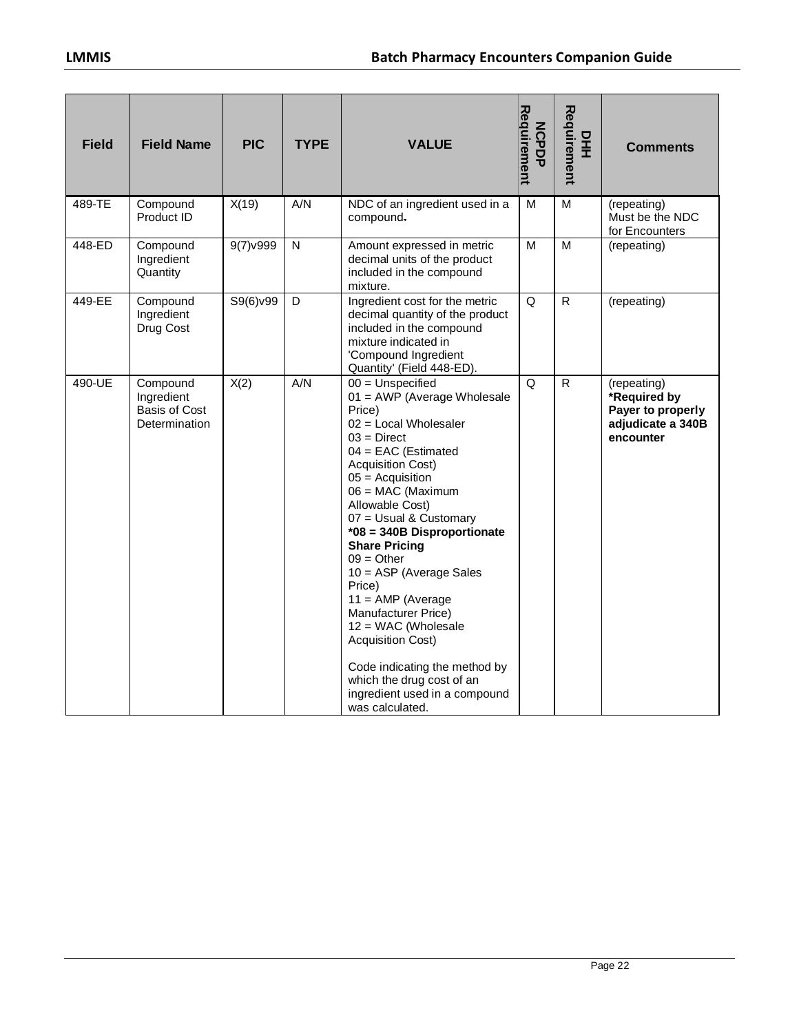| Field | Field Name | PIC | TYPE | VALUE | NCPDP Requirement | DHH Requirement | Comments |
|---|---|---|---|---|---|---|---|
| 489-TE | Compound Product ID | X(19) | A/N | NDC of an ingredient used in a compound. | M | M | (repeating) Must be the NDC for Encounters |
| 448-ED | Compound Ingredient Quantity | 9(7)v999 | N | Amount expressed in metric decimal units of the product included in the compound mixture. | M | M | (repeating) |
| 449-EE | Compound Ingredient Drug Cost | S9(6)v99 | D | Ingredient cost for the metric decimal quantity of the product included in the compound mixture indicated in 'Compound Ingredient Quantity' (Field 448-ED). | Q | R | (repeating) |
| 490-UE | Compound Ingredient Basis of Cost Determination | X(2) | A/N | 00 = Unspecified<br>01 = AWP (Average Wholesale Price)<br>02 = Local Wholesaler<br>03 = Direct<br>04 = EAC (Estimated Acquisition Cost)<br>05 = Acquisition<br>06 = MAC (Maximum Allowable Cost)<br>07 = Usual & Customary<br>**\*08 = 340B Disproportionate Share Pricing**<br>09 = Other<br>10 = ASP (Average Sales Price)<br>11 = AMP (Average Manufacturer Price)<br>12 = WAC (Wholesale Acquisition Cost)<br><br>Code indicating the method by which the drug cost of an ingredient used in a compound was calculated. | Q | R | (repeating) **\*Required by Payer to properly adjudicate a 340B encounter** |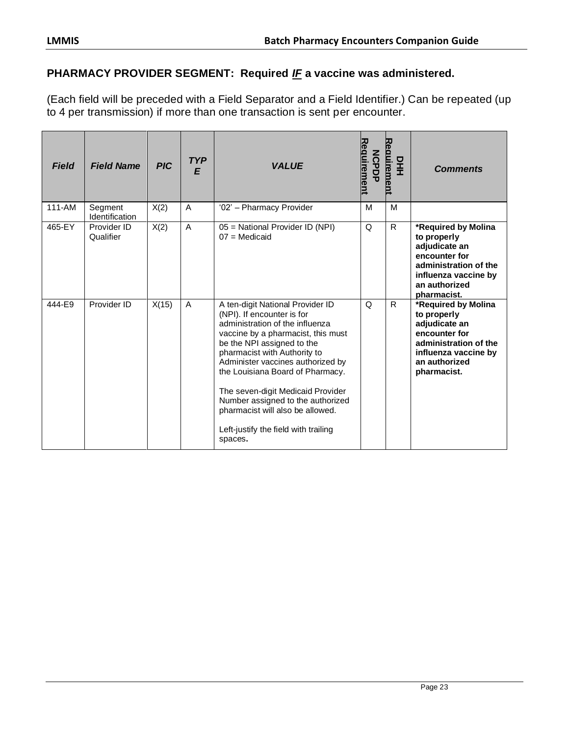## PHARMACY PROVIDER SEGMENT: Required *IF* a vaccine was administered.

(Each field will be preceded with a Field Separator and a Field Identifier.) Can be repeated (up to 4 per transmission) if more than one transaction is sent per encounter.

| *Field* | *Field Name* | *PIC* | *TYPE* | *VALUE* | NCPDP Requirement | DHH Requirement | *Comments* |
|---|---|---|---|---|---|---|---|
| 111-AM | Segment Identification | X(2) | A | '02' – Pharmacy Provider | M | M | |
| 465-EY | Provider ID Qualifier | X(2) | A | 05 = National Provider ID (NPI)<br>07 = Medicaid | Q | R | **\*Required by Molina to properly adjudicate an encounter for administration of the influenza vaccine by an authorized pharmacist.** |
| 444-E9 | Provider ID | X(15) | A | A ten-digit National Provider ID (NPI). If encounter is for administration of the influenza vaccine by a pharmacist, this must be the NPI assigned to the pharmacist with Authority to Administer vaccines authorized by the Louisiana Board of Pharmacy.<br><br>The seven-digit Medicaid Provider Number assigned to the authorized pharmacist will also be allowed.<br><br>Left-justify the field with trailing spaces. | Q | R | **\*Required by Molina to properly adjudicate an encounter for administration of the influenza vaccine by an authorized pharmacist.** |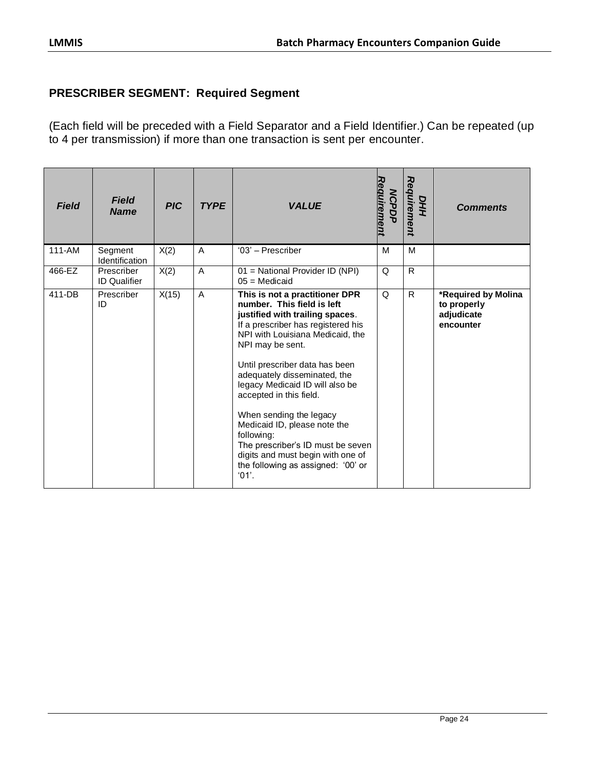## PRESCRIBER SEGMENT: Required Segment

(Each field will be preceded with a Field Separator and a Field Identifier.) Can be repeated (up to 4 per transmission) if more than one transaction is sent per encounter.

| *Field* | *Field Name* | *PIC* | *TYPE* | *VALUE* | *NCPDP Requirement* | *DHH Requirement* | *Comments* |
|---|---|---|---|---|---|---|---|
| 111-AM | Segment Identification | X(2) | A | '03' – Prescriber | M | M | |
| 466-EZ | Prescriber ID Qualifier | X(2) | A | 01 = National Provider ID (NPI)<br>05 = Medicaid | Q | R | |
| 411-DB | Prescriber ID | X(15) | A | **This is not a practitioner DPR number. This field is left justified with trailing spaces**.<br>If a prescriber has registered his NPI with Louisiana Medicaid, the NPI may be sent.<br><br>Until prescriber data has been adequately disseminated, the legacy Medicaid ID will also be accepted in this field.<br><br>When sending the legacy Medicaid ID, please note the following:<br>The prescriber's ID must be seven digits and must begin with one of the following as assigned: '00' or '01'. | Q | R | **\*Required by Molina to properly adjudicate encounter** |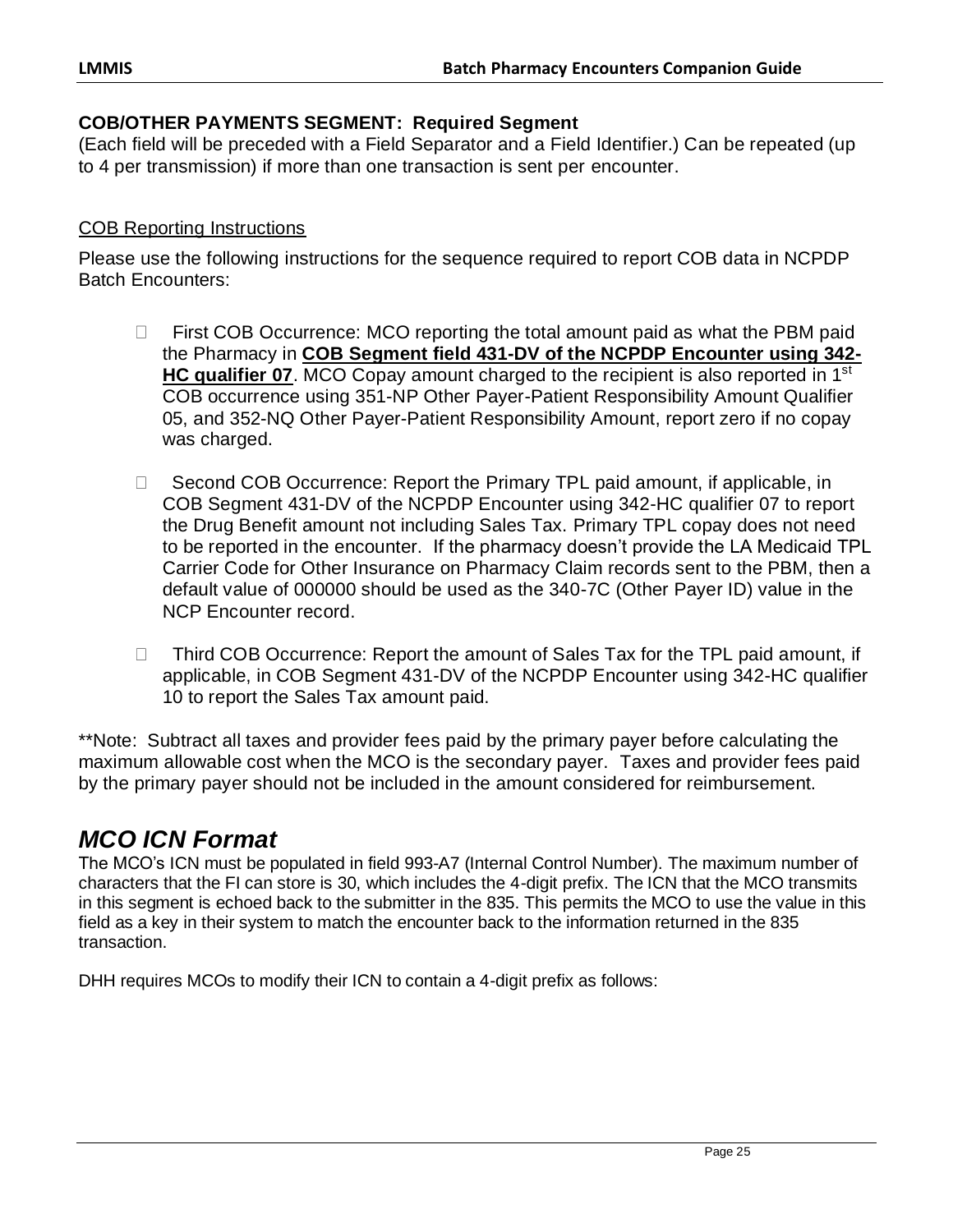**COB/OTHER PAYMENTS SEGMENT: Required Segment**
(Each field will be preceded with a Field Separator and a Field Identifier.) Can be repeated (up to 4 per transmission) if more than one transaction is sent per encounter.

COB Reporting Instructions

Please use the following instructions for the sequence required to report COB data in NCPDP Batch Encounters:

- First COB Occurrence: MCO reporting the total amount paid as what the PBM paid the Pharmacy in **COB Segment field 431-DV of the NCPDP Encounter using 342-HC qualifier 07**. MCO Copay amount charged to the recipient is also reported in 1st COB occurrence using 351-NP Other Payer-Patient Responsibility Amount Qualifier 05, and 352-NQ Other Payer-Patient Responsibility Amount, report zero if no copay was charged.

- Second COB Occurrence: Report the Primary TPL paid amount, if applicable, in COB Segment 431-DV of the NCPDP Encounter using 342-HC qualifier 07 to report the Drug Benefit amount not including Sales Tax. Primary TPL copay does not need to be reported in the encounter. If the pharmacy doesn't provide the LA Medicaid TPL Carrier Code for Other Insurance on Pharmacy Claim records sent to the PBM, then a default value of 000000 should be used as the 340-7C (Other Payer ID) value in the NCP Encounter record.

- Third COB Occurrence: Report the amount of Sales Tax for the TPL paid amount, if applicable, in COB Segment 431-DV of the NCPDP Encounter using 342-HC qualifier 10 to report the Sales Tax amount paid.

**Note: Subtract all taxes and provider fees paid by the primary payer before calculating the maximum allowable cost when the MCO is the secondary payer. Taxes and provider fees paid by the primary payer should not be included in the amount considered for reimbursement.

## *MCO ICN Format*

The MCO's ICN must be populated in field 993-A7 (Internal Control Number). The maximum number of characters that the FI can store is 30, which includes the 4-digit prefix. The ICN that the MCO transmits in this segment is echoed back to the submitter in the 835. This permits the MCO to use the value in this field as a key in their system to match the encounter back to the information returned in the 835 transaction.

DHH requires MCOs to modify their ICN to contain a 4-digit prefix as follows: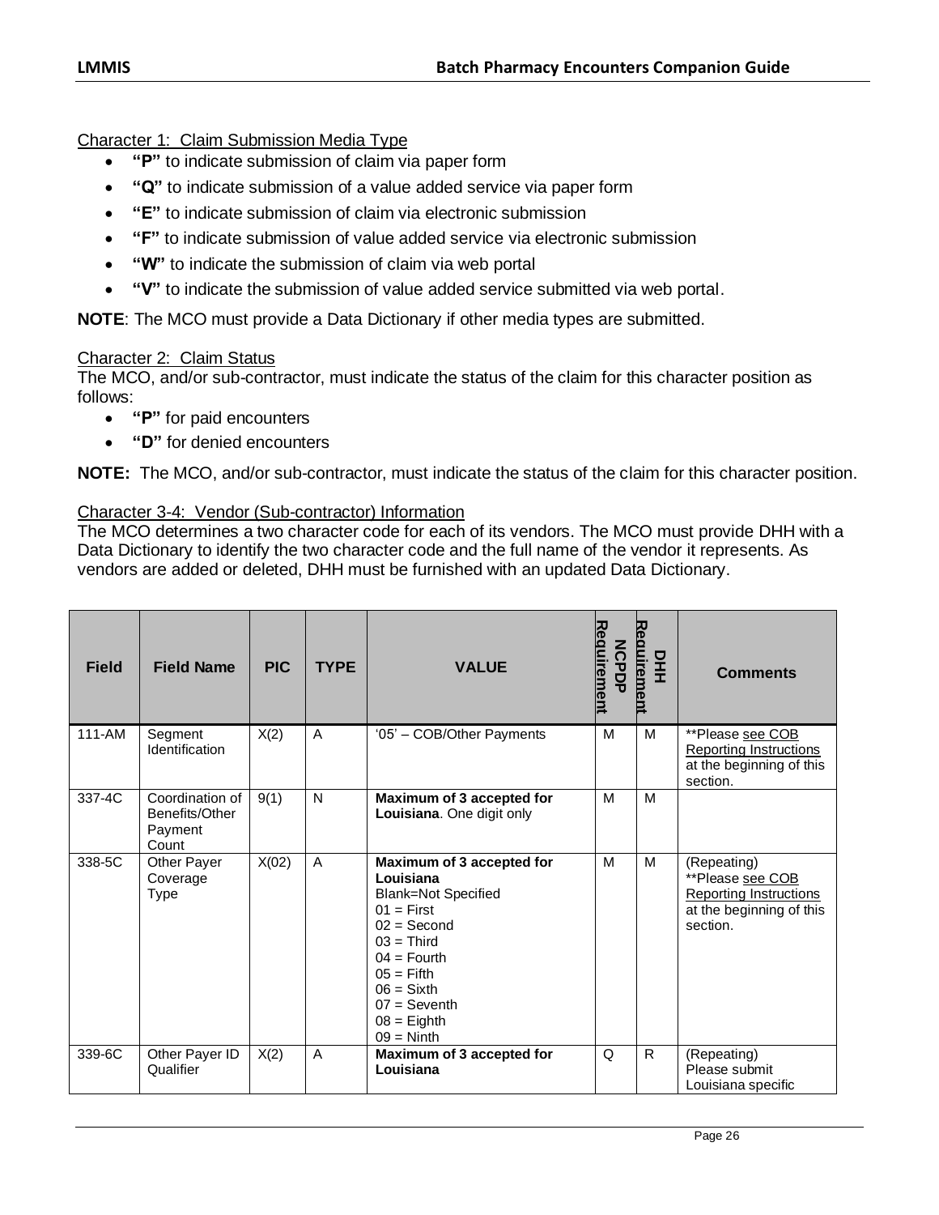Character 1: Claim Submission Media Type

- **"P"** to indicate submission of claim via paper form
- **"Q"** to indicate submission of a value added service via paper form
- **"E"** to indicate submission of claim via electronic submission
- **"F"** to indicate submission of value added service via electronic submission
- **"W"** to indicate the submission of claim via web portal
- **"V"** to indicate the submission of value added service submitted via web portal.

**NOTE**: The MCO must provide a Data Dictionary if other media types are submitted.

Character 2: Claim Status

The MCO, and/or sub-contractor, must indicate the status of the claim for this character position as follows:

- **"P"** for paid encounters
- **"D"** for denied encounters

**NOTE:** The MCO, and/or sub-contractor, must indicate the status of the claim for this character position.

Character 3-4: Vendor (Sub-contractor) Information

The MCO determines a two character code for each of its vendors. The MCO must provide DHH with a Data Dictionary to identify the two character code and the full name of the vendor it represents. As vendors are added or deleted, DHH must be furnished with an updated Data Dictionary.

| Field | Field Name | PIC | TYPE | VALUE | NCPDP Requirement | DHH Requirement | Comments |
|---|---|---|---|---|---|---|---|
| 111-AM | Segment Identification | X(2) | A | '05' – COB/Other Payments | M | M | **Please see COB Reporting Instructions at the beginning of this section. |
| 337-4C | Coordination of Benefits/Other Payment Count | 9(1) | N | **Maximum of 3 accepted for Louisiana**. One digit only | M | M | |
| 338-5C | Other Payer Coverage Type | X(02) | A | **Maximum of 3 accepted for Louisiana**<br>Blank=Not Specified<br>01 = First<br>02 = Second<br>03 = Third<br>04 = Fourth<br>05 = Fifth<br>06 = Sixth<br>07 = Seventh<br>08 = Eighth<br>09 = Ninth | M | M | (Repeating)<br>**Please see COB Reporting Instructions at the beginning of this section. |
| 339-6C | Other Payer ID Qualifier | X(2) | A | **Maximum of 3 accepted for Louisiana** | Q | R | (Repeating)<br>Please submit Louisiana specific |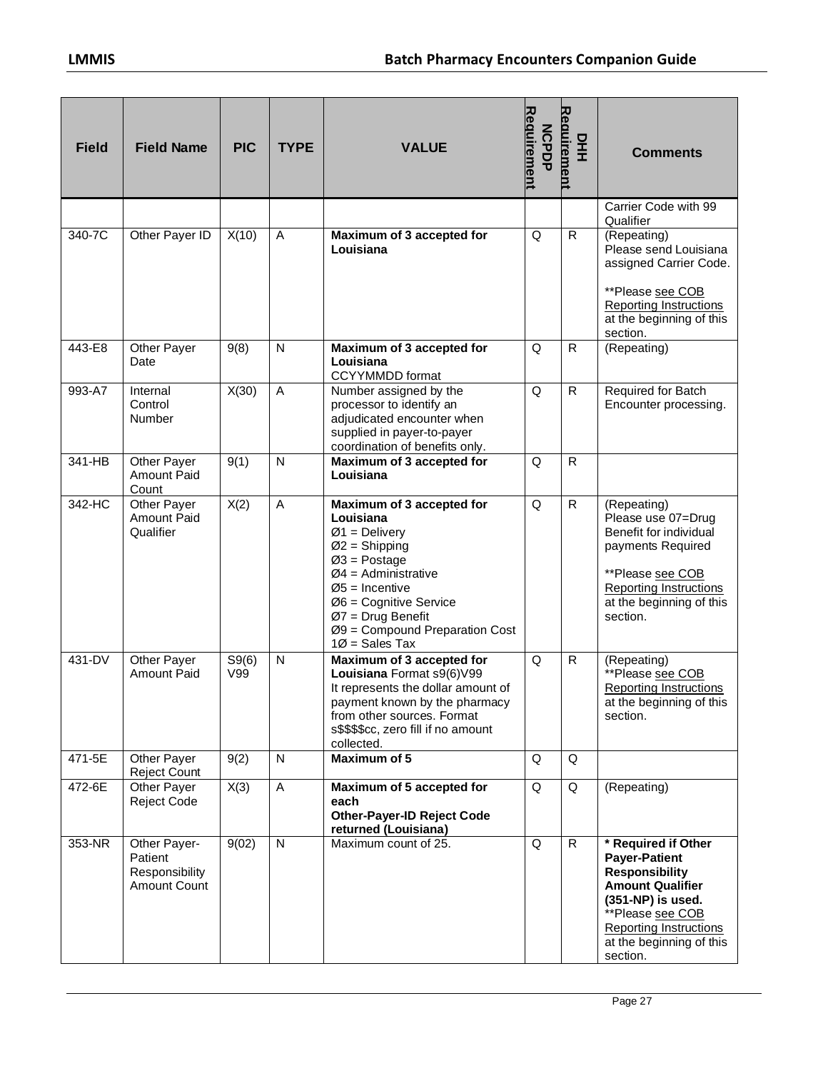| Field | Field Name | PIC | TYPE | VALUE | NCPDP Requirement | DHH Requirement | Comments |
|---|---|---|---|---|---|---|---|
| | | | | | | | Carrier Code with 99 Qualifier |
| 340-7C | Other Payer ID | X(10) | A | **Maximum of 3 accepted for Louisiana** | Q | R | (Repeating)<br>Please send Louisiana assigned Carrier Code.<br><br>**Please see COB Reporting Instructions at the beginning of this section. |
| 443-E8 | Other Payer Date | 9(8) | N | **Maximum of 3 accepted for Louisiana**<br>CCYYMMDD format | Q | R | (Repeating) |
| 993-A7 | Internal Control Number | X(30) | A | Number assigned by the processor to identify an adjudicated encounter when supplied in payer-to-payer coordination of benefits only. | Q | R | Required for Batch Encounter processing. |
| 341-HB | Other Payer Amount Paid Count | 9(1) | N | **Maximum of 3 accepted for Louisiana** | Q | R | |
| 342-HC | Other Payer Amount Paid Qualifier | X(2) | A | **Maximum of 3 accepted for Louisiana**<br>Ø1 = Delivery<br>Ø2 = Shipping<br>Ø3 = Postage<br>Ø4 = Administrative<br>Ø5 = Incentive<br>Ø6 = Cognitive Service<br>Ø7 = Drug Benefit<br>Ø9 = Compound Preparation Cost<br>1Ø = Sales Tax | Q | R | (Repeating)<br>Please use 07=Drug Benefit for individual payments Required<br><br>**Please see COB Reporting Instructions at the beginning of this section. |
| 431-DV | Other Payer Amount Paid | S9(6)V99 | N | **Maximum of 3 accepted for Louisiana** Format s9(6)V99<br>It represents the dollar amount of payment known by the pharmacy from other sources. Format s$$$$cc, zero fill if no amount collected. | Q | R | (Repeating)<br>**Please see COB Reporting Instructions at the beginning of this section. |
| 471-5E | Other Payer Reject Count | 9(2) | N | **Maximum of 5** | Q | Q | |
| 472-6E | Other Payer Reject Code | X(3) | A | **Maximum of 5 accepted for each Other-Payer-ID Reject Code returned (Louisiana)** | Q | Q | (Repeating) |
| 353-NR | Other Payer-Patient Responsibility Amount Count | 9(02) | N | Maximum count of 25. | Q | R | **\* Required if Other Payer-Patient Responsibility Amount Qualifier (351-NP) is used.**<br>**Please see COB Reporting Instructions at the beginning of this section. |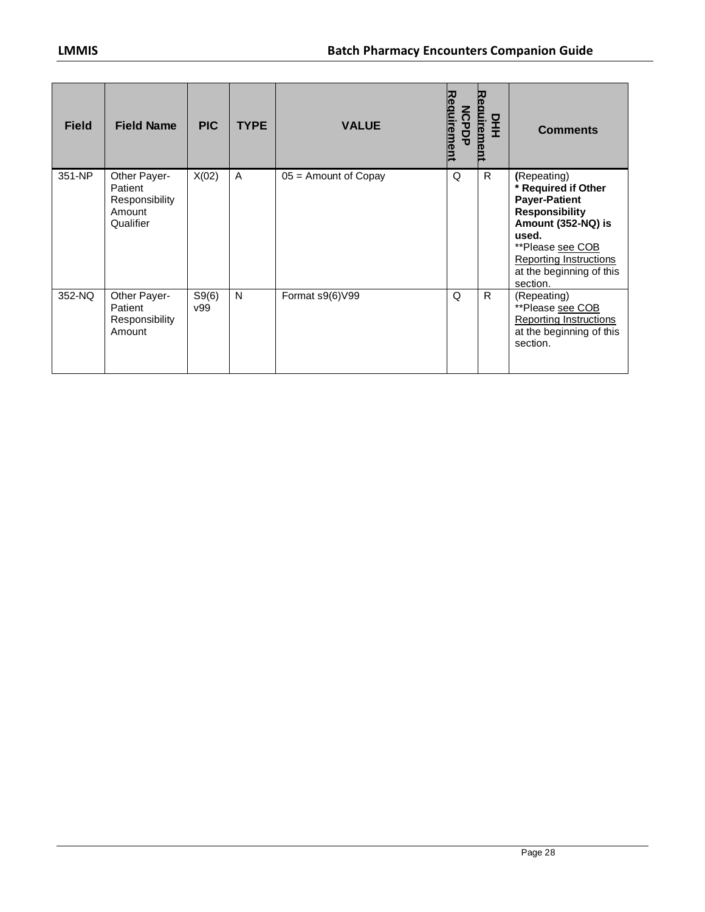| Field | Field Name | PIC | TYPE | VALUE | NCPDP Requirement | DHH Requirement | Comments |
|---|---|---|---|---|---|---|---|
| 351-NP | Other Payer-Patient Responsibility Amount Qualifier | X(02) | A | 05 = Amount of Copay | Q | R | **(**Repeating) **\* Required if Other Payer-Patient Responsibility Amount (352-NQ) is used.** **Please see COB Reporting Instructions at the beginning of this section. |
| 352-NQ | Other Payer-Patient Responsibility Amount | S9(6) v99 | N | Format s9(6)V99 | Q | R | (Repeating) **Please see COB Reporting Instructions at the beginning of this section. |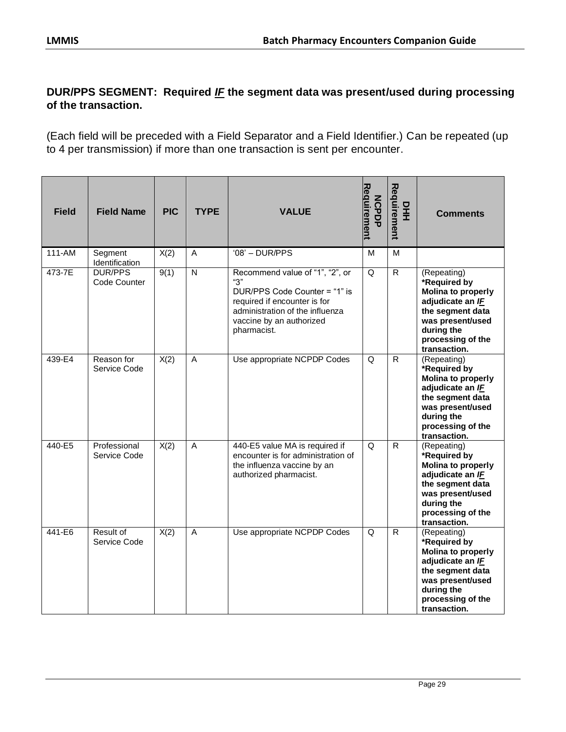**DUR/PPS SEGMENT: Required *IF* the segment data was present/used during processing of the transaction.**

(Each field will be preceded with a Field Separator and a Field Identifier.) Can be repeated (up to 4 per transmission) if more than one transaction is sent per encounter.

| Field | Field Name | PIC | TYPE | VALUE | NCPDP Requirement | DHH Requirement | Comments |
|---|---|---|---|---|---|---|---|
| 111-AM | Segment Identification | X(2) | A | '08' – DUR/PPS | M | M | |
| 473-7E | DUR/PPS Code Counter | 9(1) | N | Recommend value of "1", "2", or "3" DUR/PPS Code Counter = "1" is required if encounter is for administration of the influenza vaccine by an authorized pharmacist. | Q | R | (Repeating) **\*Required by Molina to properly adjudicate an *IF* the segment data was present/used during the processing of the transaction.** |
| 439-E4 | Reason for Service Code | X(2) | A | Use appropriate NCPDP Codes | Q | R | (Repeating) **\*Required by Molina to properly adjudicate an *IF* the segment data was present/used during the processing of the transaction.** |
| 440-E5 | Professional Service Code | X(2) | A | 440-E5 value MA is required if encounter is for administration of the influenza vaccine by an authorized pharmacist. | Q | R | (Repeating) **\*Required by Molina to properly adjudicate an *IF* the segment data was present/used during the processing of the transaction.** |
| 441-E6 | Result of Service Code | X(2) | A | Use appropriate NCPDP Codes | Q | R | (Repeating) **\*Required by Molina to properly adjudicate an *IF* the segment data was present/used during the processing of the transaction.** |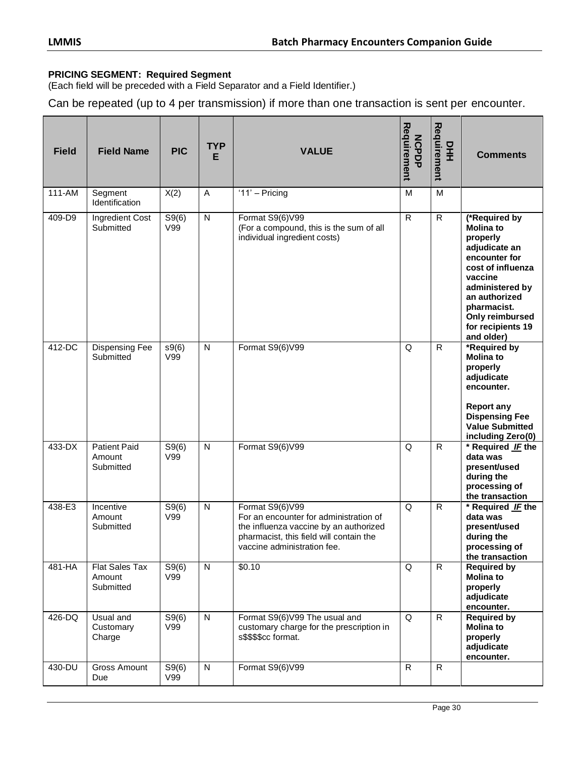**PRICING SEGMENT: Required Segment**
(Each field will be preceded with a Field Separator and a Field Identifier.)

Can be repeated (up to 4 per transmission) if more than one transaction is sent per encounter.

| Field | Field Name | PIC | TYPE | VALUE | NCPDP Requirement | DHH Requirement | Comments |
|---|---|---|---|---|---|---|---|
| 111-AM | Segment Identification | X(2) | A | '11' – Pricing | M | M | |
| 409-D9 | Ingredient Cost Submitted | S9(6) V99 | N | Format S9(6)V99 (For a compound, this is the sum of all individual ingredient costs) | R | R | **(*Required by Molina to properly adjudicate an encounter for cost of influenza vaccine administered by an authorized pharmacist. Only reimbursed for recipients 19 and older)** |
| 412-DC | Dispensing Fee Submitted | s9(6) V99 | N | Format S9(6)V99 | Q | R | **\*Required by Molina to properly adjudicate encounter.** **Report any Dispensing Fee Value Submitted including Zero(0)** |
| 433-DX | Patient Paid Amount Submitted | S9(6) V99 | N | Format S9(6)V99 | Q | R | **\* Required *IF* the data was present/used during the processing of the transaction** |
| 438-E3 | Incentive Amount Submitted | S9(6) V99 | N | Format S9(6)V99 For an encounter for administration of the influenza vaccine by an authorized pharmacist, this field will contain the vaccine administration fee. | Q | R | **\* Required *IF* the data was present/used during the processing of the transaction** |
| 481-HA | Flat Sales Tax Amount Submitted | S9(6) V99 | N | $0.10 | Q | R | **Required by Molina to properly adjudicate encounter.** |
| 426-DQ | Usual and Customary Charge | S9(6) V99 | N | Format S9(6)V99 The usual and customary charge for the prescription in s$$$$cc format. | Q | R | **Required by Molina to properly adjudicate encounter.** |
| 430-DU | Gross Amount Due | S9(6) V99 | N | Format S9(6)V99 | R | R | |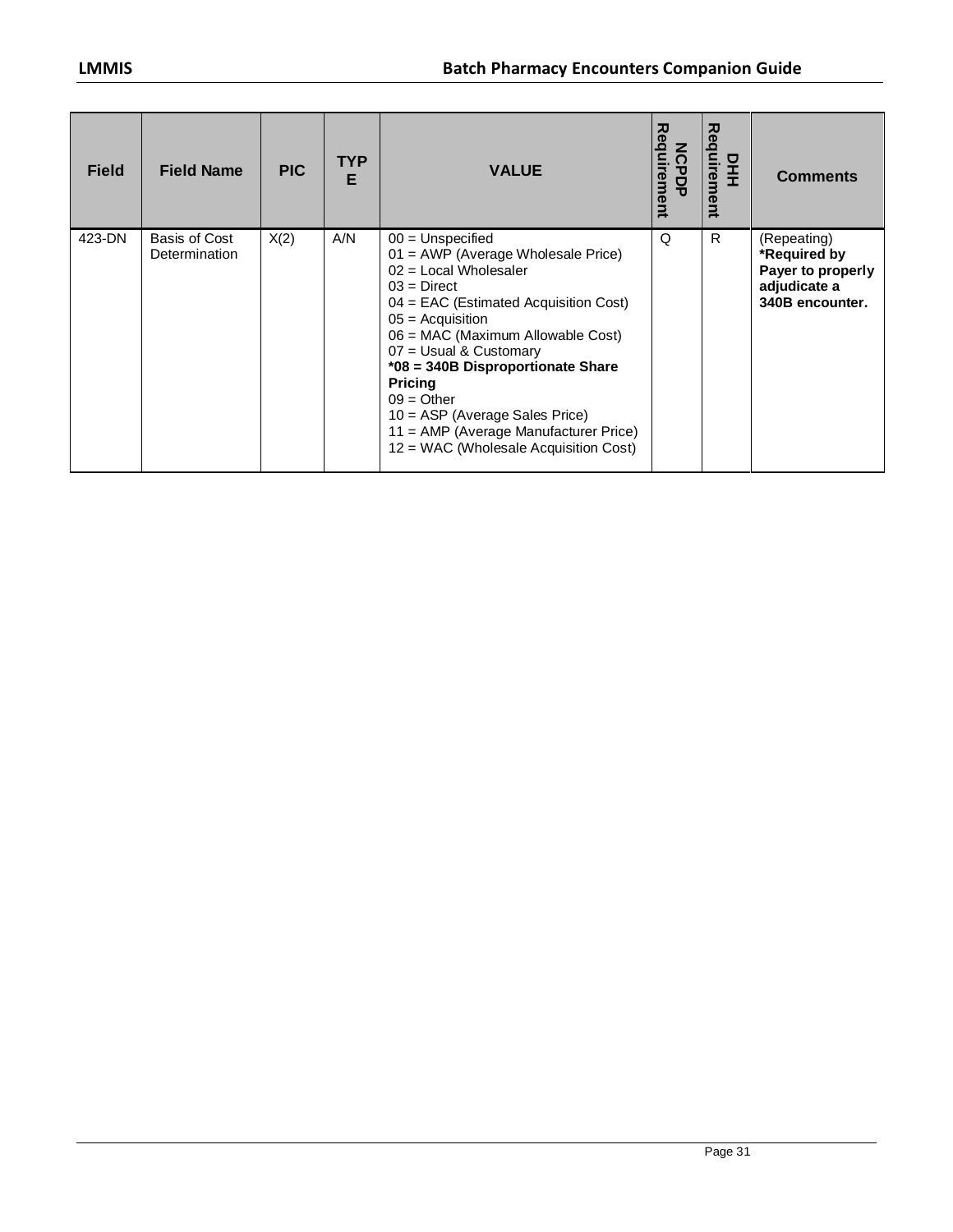| Field | Field Name | PIC | TYPE | VALUE | NCPDP Requirement | DHH Requirement | Comments |
|---|---|---|---|---|---|---|---|
| 423-DN | Basis of Cost Determination | X(2) | A/N | 00 = Unspecified<br>01 = AWP (Average Wholesale Price)<br>02 = Local Wholesaler<br>03 = Direct<br>04 = EAC (Estimated Acquisition Cost)<br>05 = Acquisition<br>06 = MAC (Maximum Allowable Cost)<br>07 = Usual & Customary<br>**\*08 = 340B Disproportionate Share Pricing**<br>09 = Other<br>10 = ASP (Average Sales Price)<br>11 = AMP (Average Manufacturer Price)<br>12 = WAC (Wholesale Acquisition Cost) | Q | R | (Repeating)<br>**\*Required by Payer to properly adjudicate a 340B encounter.** |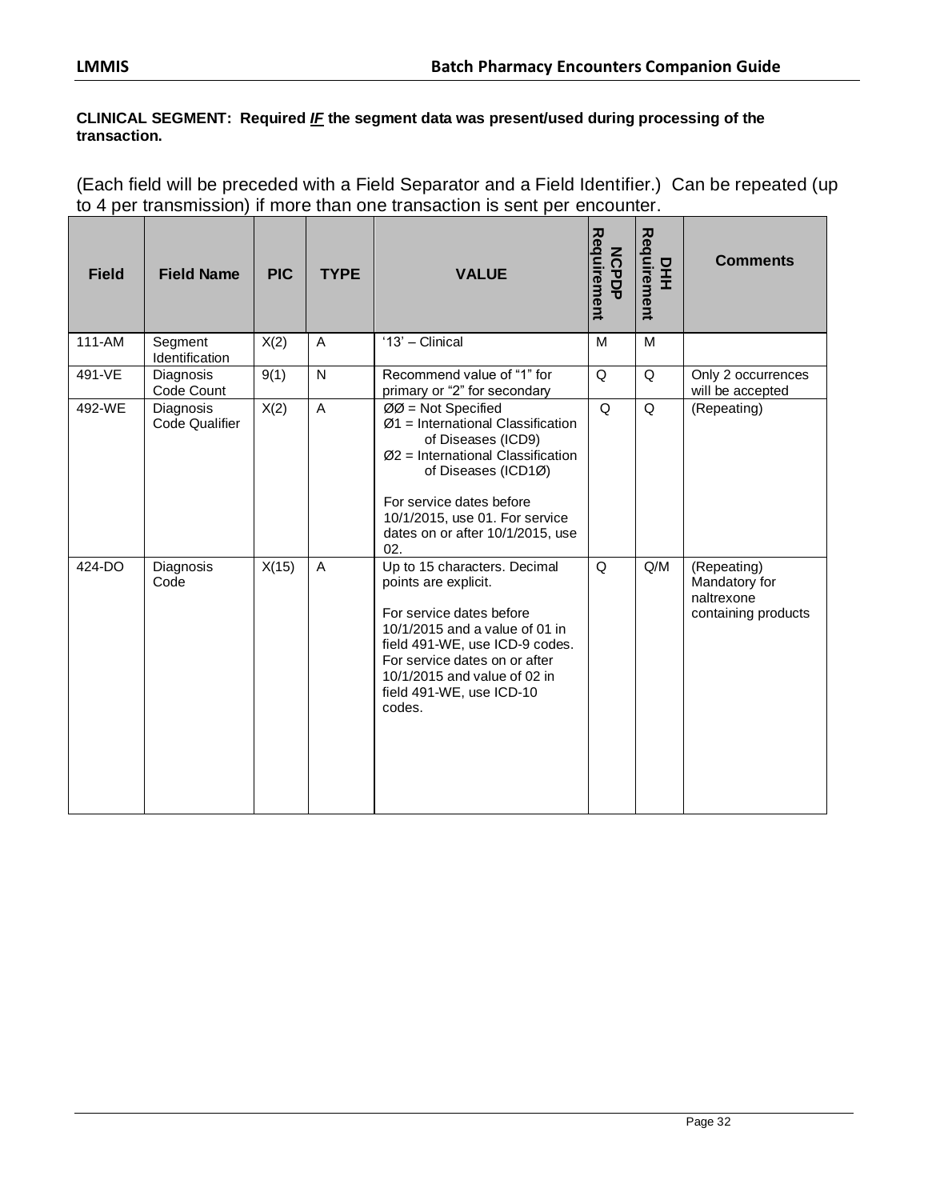**CLINICAL SEGMENT: Required *IF* the segment data was present/used during processing of the transaction.**

(Each field will be preceded with a Field Separator and a Field Identifier.) Can be repeated (up to 4 per transmission) if more than one transaction is sent per encounter.

| Field | Field Name | PIC | TYPE | VALUE | NCPDP Requirement | DHH Requirement | Comments |
|---|---|---|---|---|---|---|---|
| 111-AM | Segment Identification | X(2) | A | '13' – Clinical | M | M | |
| 491-VE | Diagnosis Code Count | 9(1) | N | Recommend value of "1" for primary or "2" for secondary | Q | Q | Only 2 occurrences will be accepted |
| 492-WE | Diagnosis Code Qualifier | X(2) | A | ØØ = Not Specified<br>Ø1 = International Classification of Diseases (ICD9)<br>Ø2 = International Classification of Diseases (ICD1Ø)<br><br>For service dates before 10/1/2015, use 01. For service dates on or after 10/1/2015, use 02. | Q | Q | (Repeating) |
| 424-DO | Diagnosis Code | X(15) | A | Up to 15 characters. Decimal points are explicit.<br><br>For service dates before 10/1/2015 and a value of 01 in field 491-WE, use ICD-9 codes. For service dates on or after 10/1/2015 and value of 02 in field 491-WE, use ICD-10 codes. | Q | Q/M | (Repeating) Mandatory for naltrexone containing products |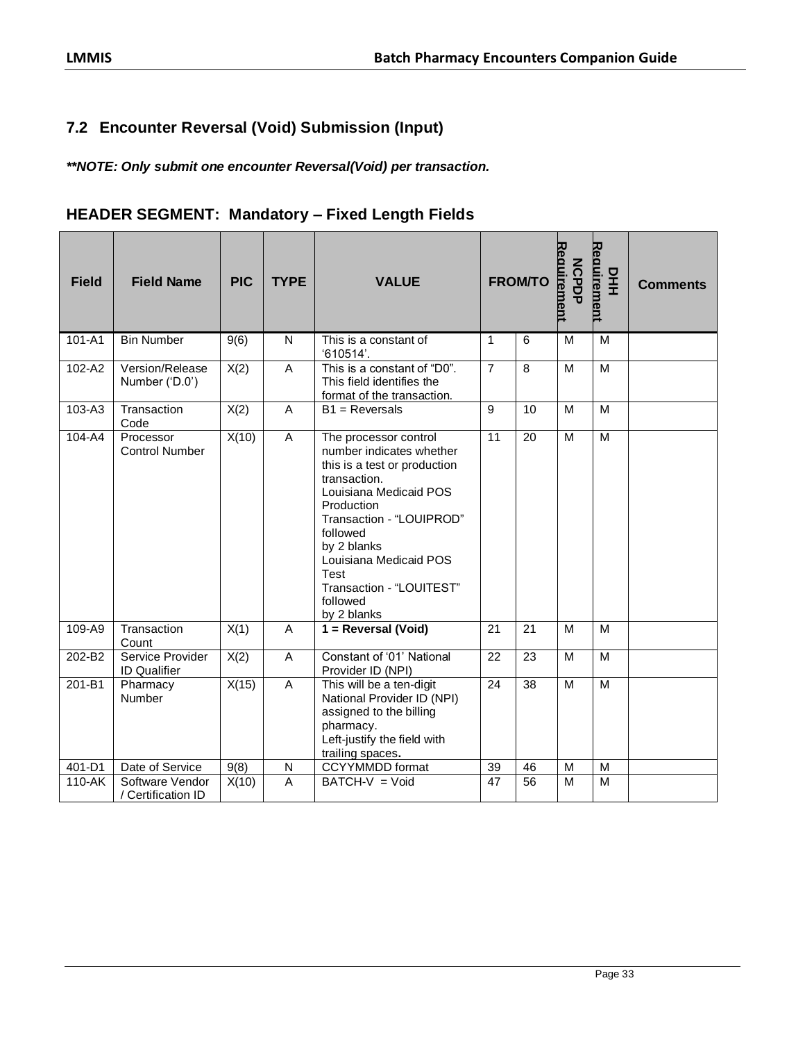## 7.2 Encounter Reversal (Void) Submission (Input)

***NOTE: Only submit one encounter Reversal(Void) per transaction.**

### HEADER SEGMENT: Mandatory – Fixed Length Fields

| Field | Field Name | PIC | TYPE | VALUE | FROM/TO | | NCPDP Requirement | DHH Requirement | Comments |
|---|---|---|---|---|---|---|---|---|---|
| 101-A1 | Bin Number | 9(6) | N | This is a constant of '610514'. | 1 | 6 | M | M | |
| 102-A2 | Version/Release Number ('D.0') | X(2) | A | This is a constant of "D0". This field identifies the format of the transaction. | 7 | 8 | M | M | |
| 103-A3 | Transaction Code | X(2) | A | B1 = Reversals | 9 | 10 | M | M | |
| 104-A4 | Processor Control Number | X(10) | A | The processor control number indicates whether this is a test or production transaction. Louisiana Medicaid POS Production Transaction - "LOUIPROD" followed by 2 blanks Louisiana Medicaid POS Test Transaction - "LOUITEST" followed by 2 blanks | 11 | 20 | M | M | |
| 109-A9 | Transaction Count | X(1) | A | **1 = Reversal (Void)** | 21 | 21 | M | M | |
| 202-B2 | Service Provider ID Qualifier | X(2) | A | Constant of '01' National Provider ID (NPI) | 22 | 23 | M | M | |
| 201-B1 | Pharmacy Number | X(15) | A | This will be a ten-digit National Provider ID (NPI) assigned to the billing pharmacy. Left-justify the field with trailing spaces**.** | 24 | 38 | M | M | |
| 401-D1 | Date of Service | 9(8) | N | CCYYMMDD format | 39 | 46 | M | M | |
| 110-AK | Software Vendor / Certification ID | X(10) | A | BATCH-V = Void | 47 | 56 | M | M | |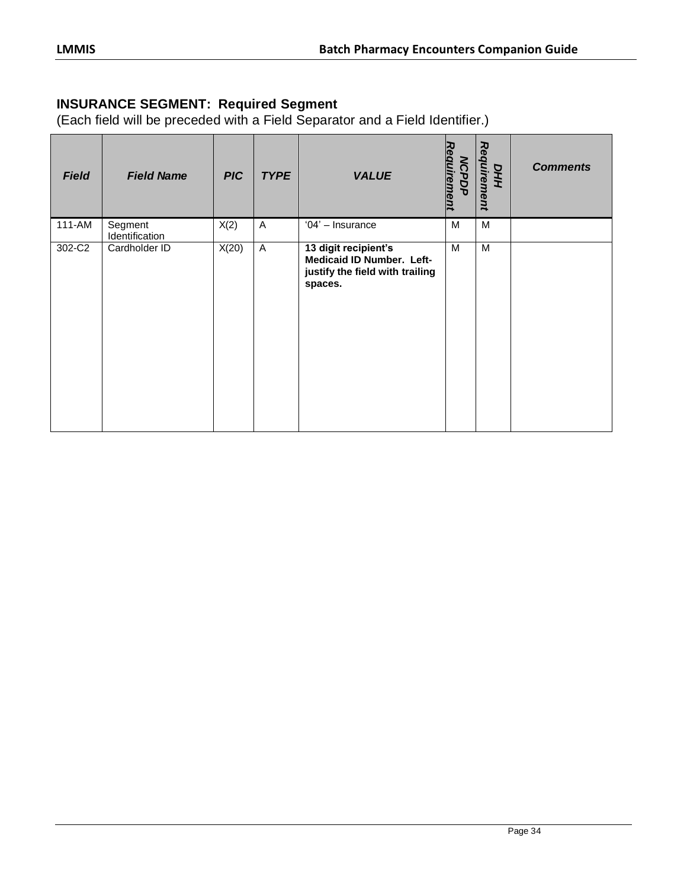## INSURANCE SEGMENT: Required Segment

(Each field will be preceded with a Field Separator and a Field Identifier.)

| *Field* | *Field Name* | *PIC* | *TYPE* | *VALUE* | *NCPDP Requirement* | *DHH Requirement* | *Comments* |
|---|---|---|---|---|---|---|---|
| 111-AM | Segment Identification | X(2) | A | '04' – Insurance | M | M | |
| 302-C2 | Cardholder ID | X(20) | A | **13 digit recipient's Medicaid ID Number. Left-justify the field with trailing spaces.** | M | M | |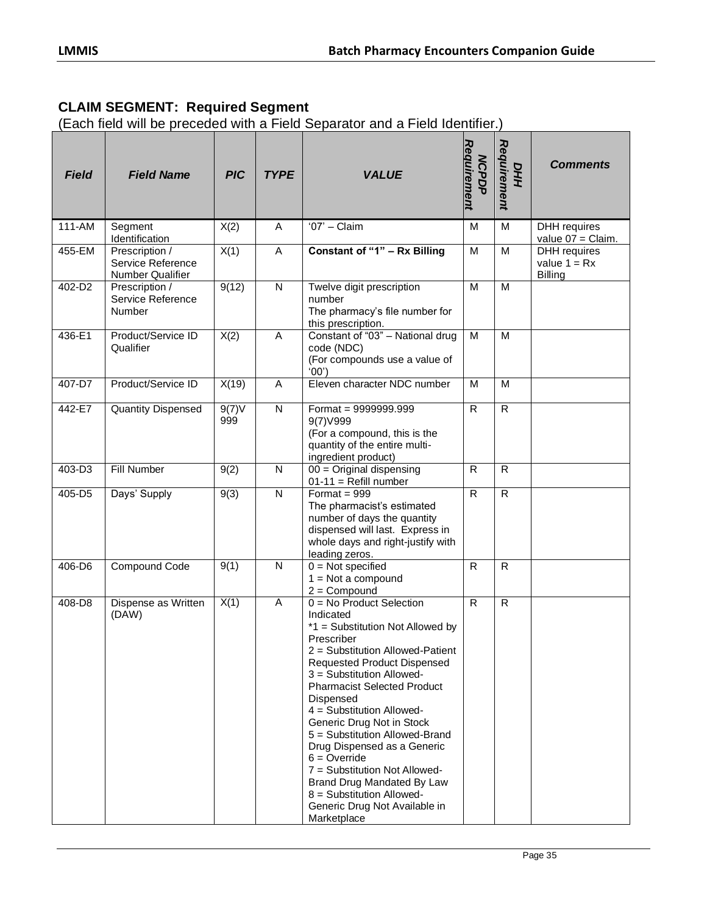## CLAIM SEGMENT: Required Segment

(Each field will be preceded with a Field Separator and a Field Identifier.)

| Field | Field Name | PIC | TYPE | VALUE | NCPDP Requirement | DHH Requirement | Comments |
|---|---|---|---|---|---|---|---|
| 111-AM | Segment Identification | X(2) | A | '07' – Claim | M | M | DHH requires value 07 = Claim. |
| 455-EM | Prescription / Service Reference Number Qualifier | X(1) | A | **Constant of "1" – Rx Billing** | M | M | DHH requires value 1 = Rx Billing |
| 402-D2 | Prescription / Service Reference Number | 9(12) | N | Twelve digit prescription number<br>The pharmacy's file number for this prescription. | M | M | |
| 436-E1 | Product/Service ID Qualifier | X(2) | A | Constant of "03" – National drug code (NDC)<br>(For compounds use a value of '00') | M | M | |
| 407-D7 | Product/Service ID | X(19) | A | Eleven character NDC number | M | M | |
| 442-E7 | Quantity Dispensed | 9(7)V999 | N | Format = 9999999.999<br>9(7)V999<br>(For a compound, this is the quantity of the entire multi-ingredient product) | R | R | |
| 403-D3 | Fill Number | 9(2) | N | 00 = Original dispensing<br>01-11 = Refill number | R | R | |
| 405-D5 | Days' Supply | 9(3) | N | Format = 999<br>The pharmacist's estimated number of days the quantity dispensed will last. Express in whole days and right-justify with leading zeros. | R | R | |
| 406-D6 | Compound Code | 9(1) | N | 0 = Not specified<br>1 = Not a compound<br>2 = Compound | R | R | |
| 408-D8 | Dispense as Written (DAW) | X(1) | A | 0 = No Product Selection Indicated<br>*1 = Substitution Not Allowed by Prescriber<br>2 = Substitution Allowed-Patient Requested Product Dispensed<br>3 = Substitution Allowed-Pharmacist Selected Product Dispensed<br>4 = Substitution Allowed-Generic Drug Not in Stock<br>5 = Substitution Allowed-Brand Drug Dispensed as a Generic<br>6 = Override<br>7 = Substitution Not Allowed-Brand Drug Mandated By Law<br>8 = Substitution Allowed-Generic Drug Not Available in Marketplace | R | R | |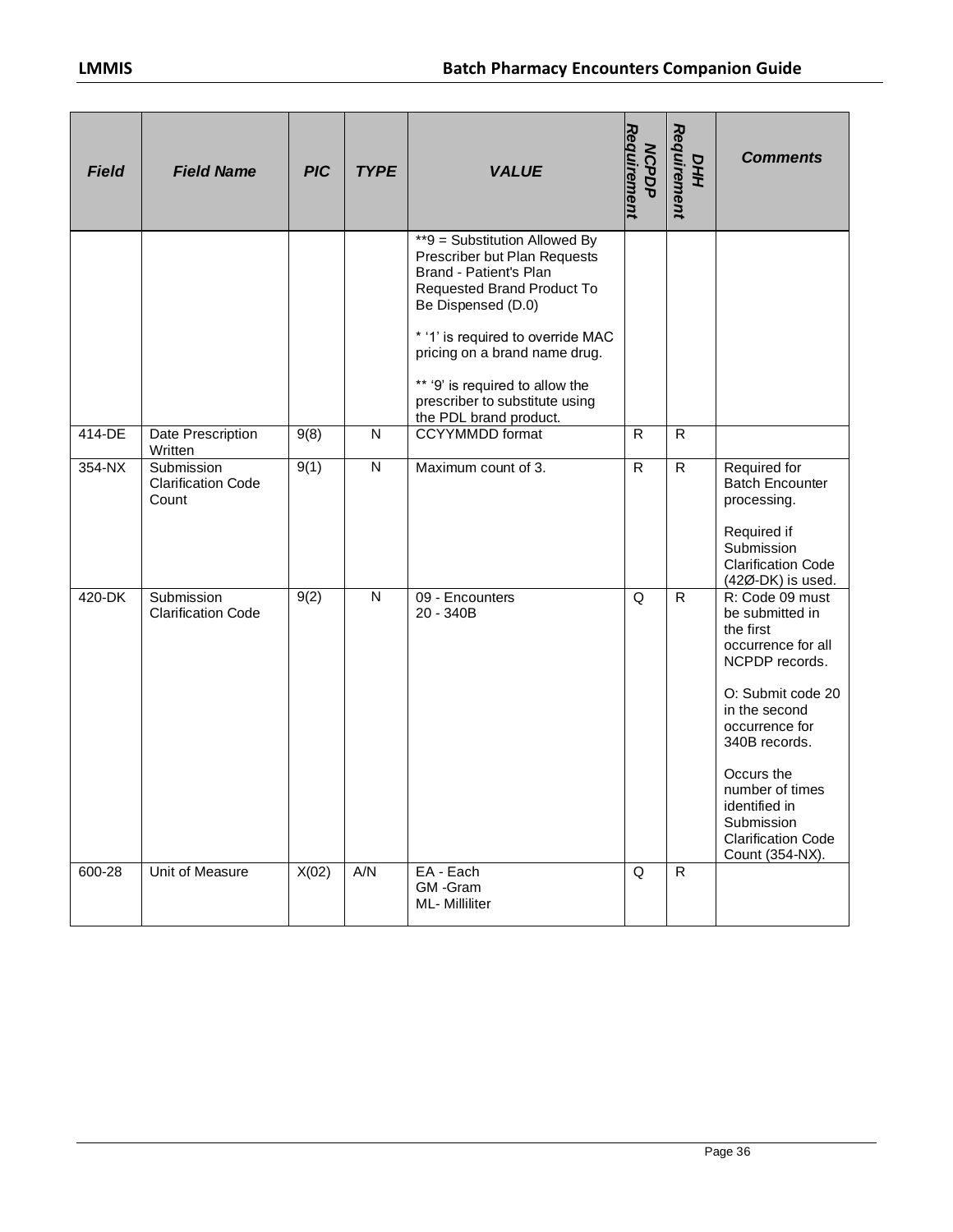| *Field* | *Field Name* | *PIC* | *TYPE* | *VALUE* | *NCPDP Requirement* | *DHH Requirement* | *Comments* |
|---|---|---|---|---|---|---|---|
| | | | | **9 = Substitution Allowed By Prescriber but Plan Requests Brand - Patient's Plan Requested Brand Product To Be Dispensed (D.0)<br><br>* '1' is required to override MAC pricing on a brand name drug.<br><br>** '9' is required to allow the prescriber to substitute using the PDL brand product. | | | |
| 414-DE | Date Prescription Written | 9(8) | N | CCYYMMDD format | R | R | |
| 354-NX | Submission Clarification Code Count | 9(1) | N | Maximum count of 3. | R | R | Required for Batch Encounter processing.<br><br>Required if Submission Clarification Code (42Ø-DK) is used. |
| 420-DK | Submission Clarification Code | 9(2) | N | 09 - Encounters<br>20 - 340B | Q | R | R: Code 09 must be submitted in the first occurrence for all NCPDP records.<br><br>O: Submit code 20 in the second occurrence for 340B records.<br><br>Occurs the number of times identified in Submission Clarification Code Count (354-NX). |
| 600-28 | Unit of Measure | X(02) | A/N | EA - Each<br>GM -Gram<br>ML- Milliliter | Q | R | |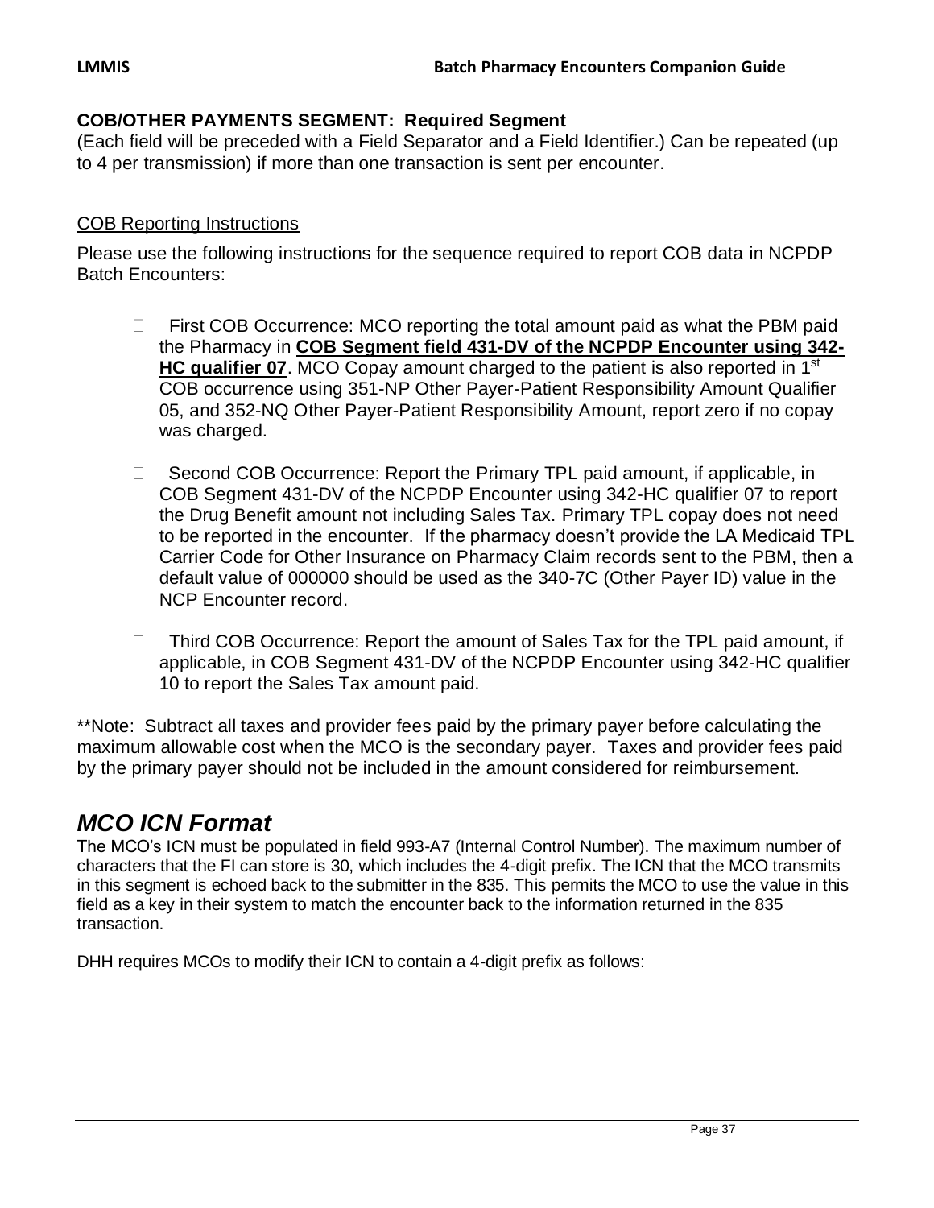**COB/OTHER PAYMENTS SEGMENT: Required Segment**
(Each field will be preceded with a Field Separator and a Field Identifier.) Can be repeated (up to 4 per transmission) if more than one transaction is sent per encounter.

COB Reporting Instructions

Please use the following instructions for the sequence required to report COB data in NCPDP Batch Encounters:

- First COB Occurrence: MCO reporting the total amount paid as what the PBM paid the Pharmacy in **COB Segment field 431-DV of the NCPDP Encounter using 342-HC qualifier 07**. MCO Copay amount charged to the patient is also reported in 1st COB occurrence using 351-NP Other Payer-Patient Responsibility Amount Qualifier 05, and 352-NQ Other Payer-Patient Responsibility Amount, report zero if no copay was charged.
- Second COB Occurrence: Report the Primary TPL paid amount, if applicable, in COB Segment 431-DV of the NCPDP Encounter using 342-HC qualifier 07 to report the Drug Benefit amount not including Sales Tax. Primary TPL copay does not need to be reported in the encounter. If the pharmacy doesn't provide the LA Medicaid TPL Carrier Code for Other Insurance on Pharmacy Claim records sent to the PBM, then a default value of 000000 should be used as the 340-7C (Other Payer ID) value in the NCP Encounter record.
- Third COB Occurrence: Report the amount of Sales Tax for the TPL paid amount, if applicable, in COB Segment 431-DV of the NCPDP Encounter using 342-HC qualifier 10 to report the Sales Tax amount paid.

**Note: Subtract all taxes and provider fees paid by the primary payer before calculating the maximum allowable cost when the MCO is the secondary payer. Taxes and provider fees paid by the primary payer should not be included in the amount considered for reimbursement.

## *MCO ICN Format*

The MCO's ICN must be populated in field 993-A7 (Internal Control Number). The maximum number of characters that the FI can store is 30, which includes the 4-digit prefix. The ICN that the MCO transmits in this segment is echoed back to the submitter in the 835. This permits the MCO to use the value in this field as a key in their system to match the encounter back to the information returned in the 835 transaction.

DHH requires MCOs to modify their ICN to contain a 4-digit prefix as follows: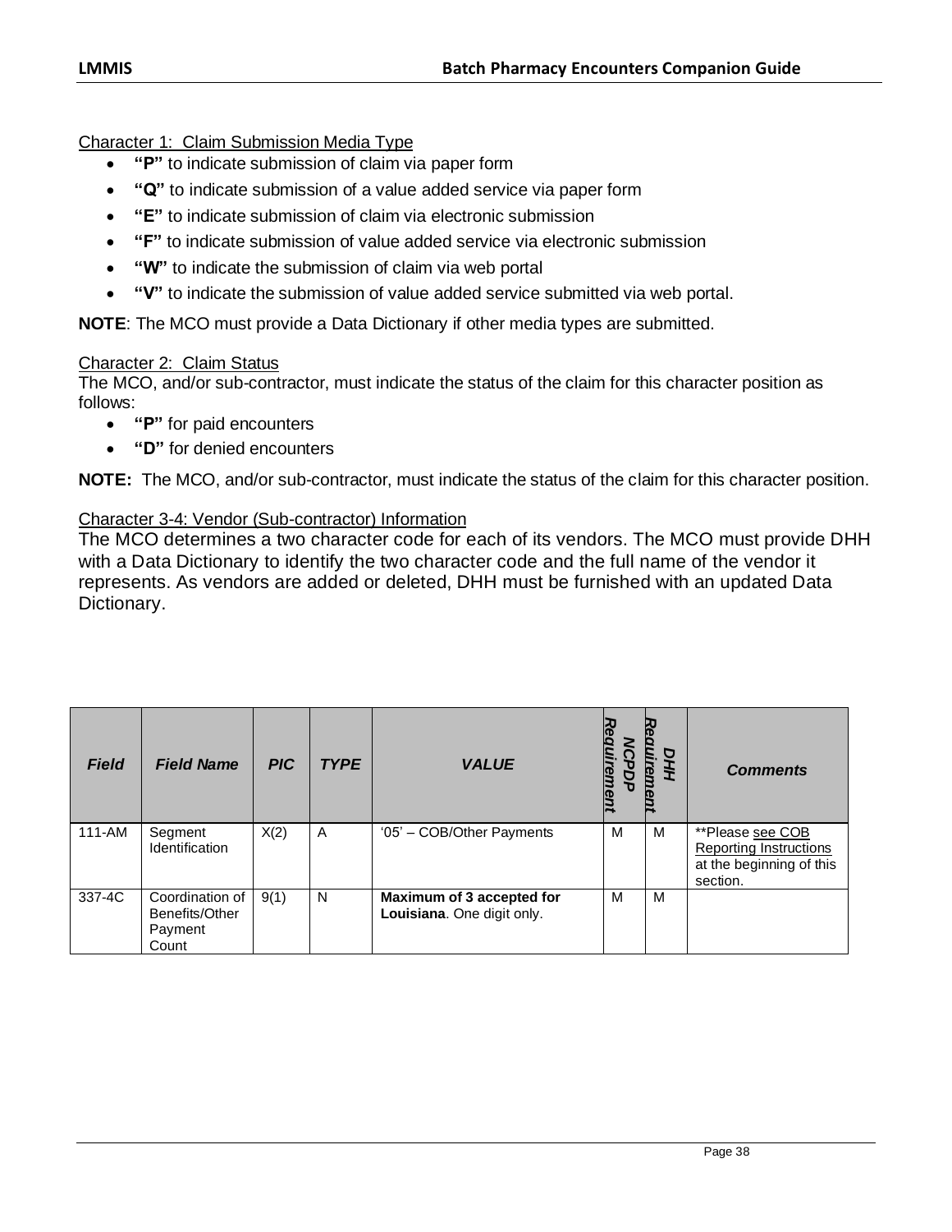Character 1:  Claim Submission Media Type

- **"P"** to indicate submission of claim via paper form
- **"Q"** to indicate submission of a value added service via paper form
- **"E"** to indicate submission of claim via electronic submission
- **"F"** to indicate submission of value added service via electronic submission
- **"W"** to indicate the submission of claim via web portal
- **"V"** to indicate the submission of value added service submitted via web portal.

**NOTE**: The MCO must provide a Data Dictionary if other media types are submitted.

Character 2:  Claim Status

The MCO, and/or sub-contractor, must indicate the status of the claim for this character position as follows:

- **"P"** for paid encounters
- **"D"** for denied encounters

**NOTE:** The MCO, and/or sub-contractor, must indicate the status of the claim for this character position.

Character 3-4: Vendor (Sub-contractor) Information

The MCO determines a two character code for each of its vendors. The MCO must provide DHH with a Data Dictionary to identify the two character code and the full name of the vendor it represents. As vendors are added or deleted, DHH must be furnished with an updated Data Dictionary.

| *Field* | *Field Name* | *PIC* | *TYPE* | *VALUE* | *NCPDP Requirement* | *DHH Requirement* | *Comments* |
|---|---|---|---|---|---|---|---|
| 111-AM | Segment Identification | X(2) | A | '05' – COB/Other Payments | M | M | **Please see COB Reporting Instructions at the beginning of this section. |
| 337-4C | Coordination of Benefits/Other Payment Count | 9(1) | N | **Maximum of 3 accepted for Louisiana**. One digit only. | M | M | |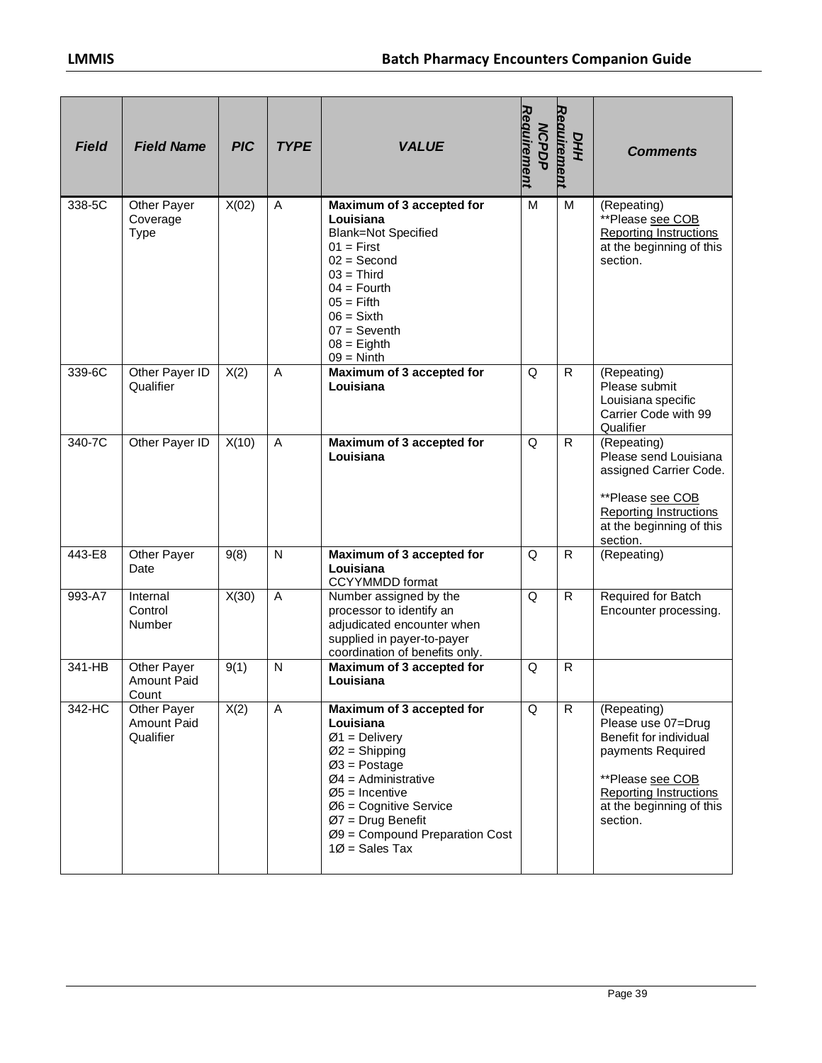| *Field* | *Field Name* | *PIC* | *TYPE* | *VALUE* | *NCPDP Requirement* | *DHH Requirement* | *Comments* |
|---|---|---|---|---|---|---|---|
| 338-5C | Other Payer Coverage Type | X(02) | A | **Maximum of 3 accepted for Louisiana**<br>Blank=Not Specified<br>01 = First<br>02 = Second<br>03 = Third<br>04 = Fourth<br>05 = Fifth<br>06 = Sixth<br>07 = Seventh<br>08 = Eighth<br>09 = Ninth | M | M | (Repeating)<br>**Please see COB Reporting Instructions at the beginning of this section. |
| 339-6C | Other Payer ID Qualifier | X(2) | A | **Maximum of 3 accepted for Louisiana** | Q | R | (Repeating)<br>Please submit Louisiana specific Carrier Code with 99 Qualifier |
| 340-7C | Other Payer ID | X(10) | A | **Maximum of 3 accepted for Louisiana** | Q | R | (Repeating)<br>Please send Louisiana assigned Carrier Code.<br><br>**Please see COB Reporting Instructions at the beginning of this section. |
| 443-E8 | Other Payer Date | 9(8) | N | **Maximum of 3 accepted for Louisiana**<br>CCYYMMDD format | Q | R | (Repeating) |
| 993-A7 | Internal Control Number | X(30) | A | Number assigned by the processor to identify an adjudicated encounter when supplied in payer-to-payer coordination of benefits only. | Q | R | Required for Batch Encounter processing. |
| 341-HB | Other Payer Amount Paid Count | 9(1) | N | **Maximum of 3 accepted for Louisiana** | Q | R | |
| 342-HC | Other Payer Amount Paid Qualifier | X(2) | A | **Maximum of 3 accepted for Louisiana**<br>Ø1 = Delivery<br>Ø2 = Shipping<br>Ø3 = Postage<br>Ø4 = Administrative<br>Ø5 = Incentive<br>Ø6 = Cognitive Service<br>Ø7 = Drug Benefit<br>Ø9 = Compound Preparation Cost<br>1Ø = Sales Tax | Q | R | (Repeating)<br>Please use 07=Drug Benefit for individual payments Required<br><br>**Please see COB Reporting Instructions at the beginning of this section. |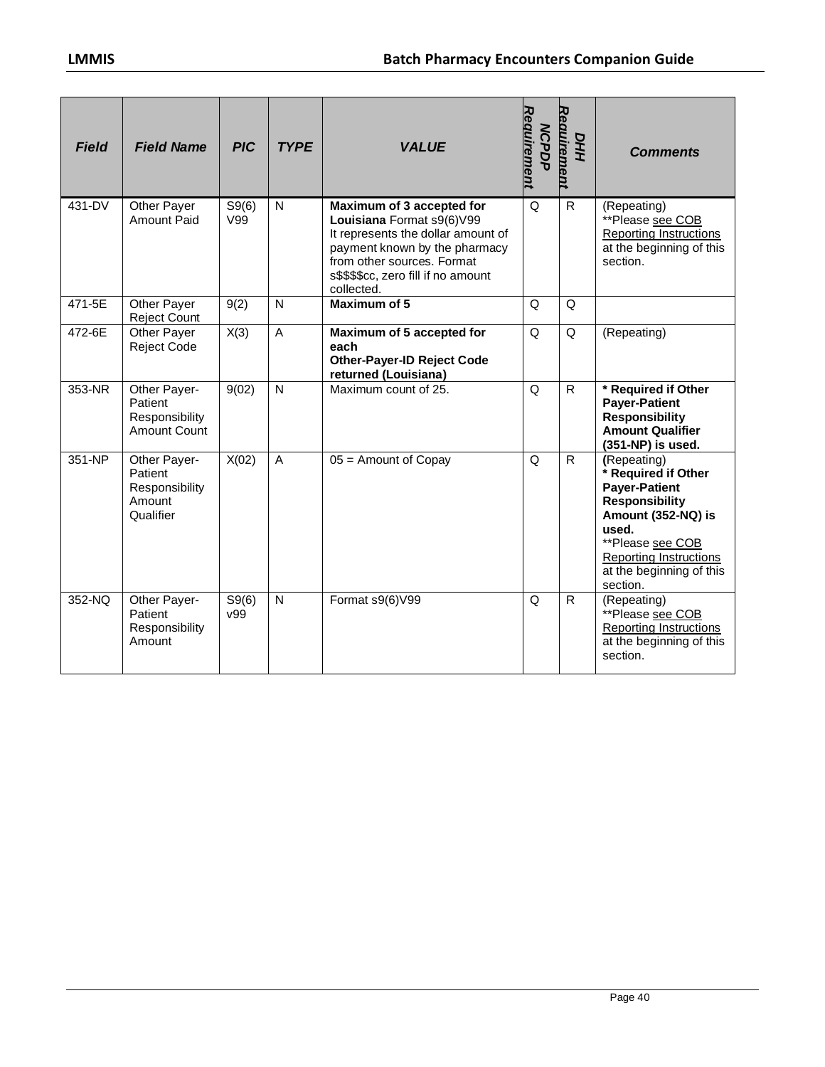| *Field* | *Field Name* | *PIC* | *TYPE* | *VALUE* | *NCPDP Requirement* | *DHH Requirement* | *Comments* |
|---|---|---|---|---|---|---|---|
| 431-DV | Other Payer Amount Paid | S9(6) V99 | N | **Maximum of 3 accepted for Louisiana** Format s9(6)V99 It represents the dollar amount of payment known by the pharmacy from other sources. Format s$$$$cc, zero fill if no amount collected. | Q | R | (Repeating) **Please see COB Reporting Instructions at the beginning of this section. |
| 471-5E | Other Payer Reject Count | 9(2) | N | **Maximum of 5** | Q | Q | |
| 472-6E | Other Payer Reject Code | X(3) | A | **Maximum of 5 accepted for each Other-Payer-ID Reject Code returned (Louisiana)** | Q | Q | (Repeating) |
| 353-NR | Other Payer-Patient Responsibility Amount Count | 9(02) | N | Maximum count of 25. | Q | R | **\* Required if Other Payer-Patient Responsibility Amount Qualifier (351-NP) is used.** |
| 351-NP | Other Payer-Patient Responsibility Amount Qualifier | X(02) | A | 05 = Amount of Copay | Q | R | **(**Repeating) **\* Required if Other Payer-Patient Responsibility Amount (352-NQ) is used.** **Please see COB Reporting Instructions at the beginning of this section. |
| 352-NQ | Other Payer-Patient Responsibility Amount | S9(6) v99 | N | Format s9(6)V99 | Q | R | (Repeating) **Please see COB Reporting Instructions at the beginning of this section. |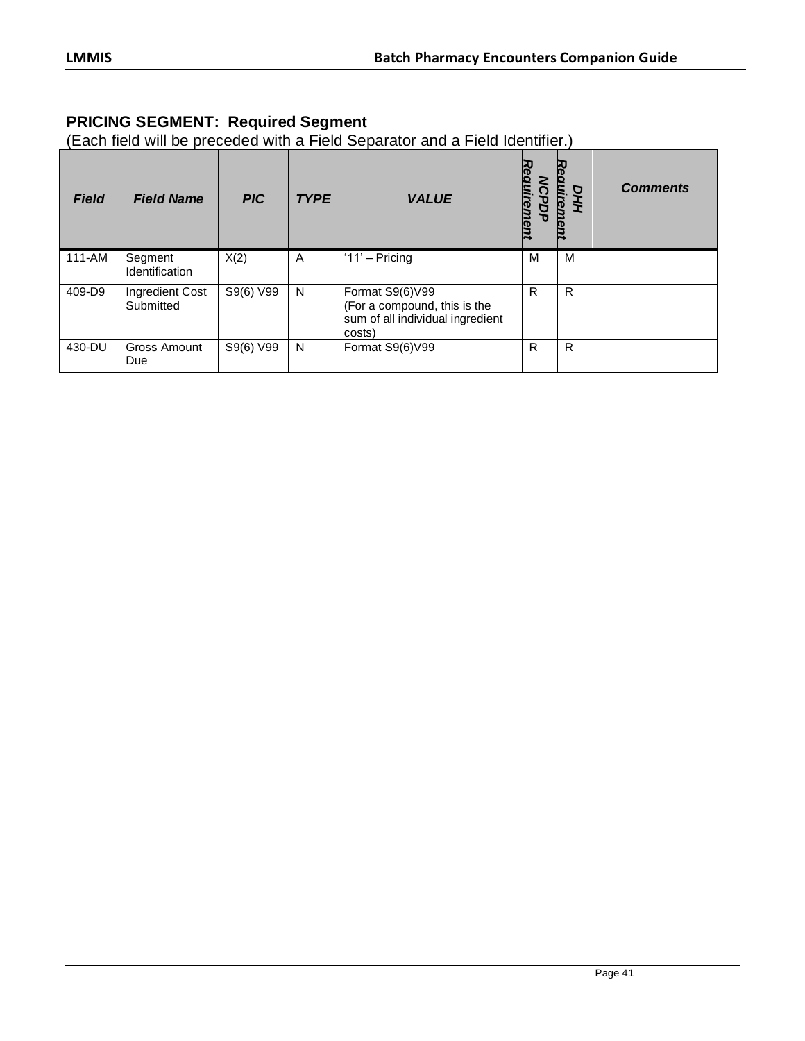## PRICING SEGMENT: Required Segment

(Each field will be preceded with a Field Separator and a Field Identifier.)

| *Field* | *Field Name* | *PIC* | *TYPE* | *VALUE* | *NCPDP Requirement* | *DHH Requirement* | *Comments* |
|---|---|---|---|---|---|---|---|
| 111-AM | Segment Identification | X(2) | A | '11' – Pricing | M | M | |
| 409-D9 | Ingredient Cost Submitted | S9(6) V99 | N | Format S9(6)V99 (For a compound, this is the sum of all individual ingredient costs) | R | R | |
| 430-DU | Gross Amount Due | S9(6) V99 | N | Format S9(6)V99 | R | R | |